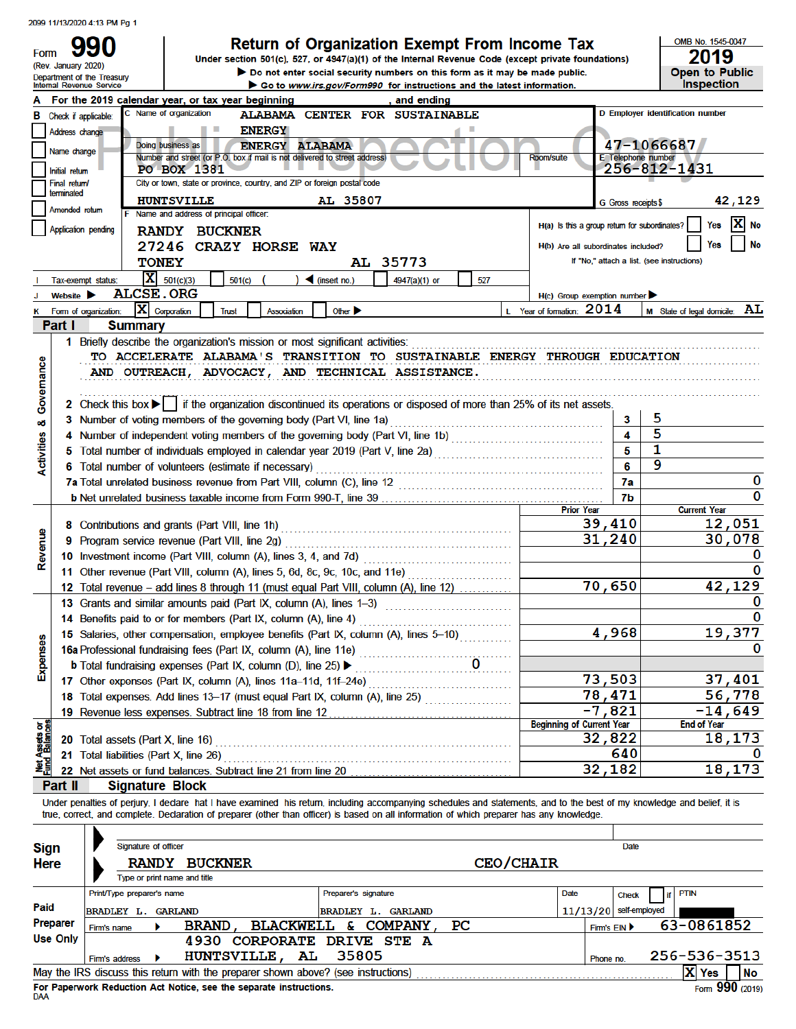# Form 990 — Return of Organization Exempt From Income Tax (2019)

Form **990** (Rev. January 2020)
Department of the Treasury
Internal Revenue Service

**Return of Organization Exempt From Income Tax**

Under section 501(c), 527, or 4947(a)(1) of the Internal Revenue Code (except private foundations)

▶ Do not enter social security numbers on this form as it may be made public.
▶ Go to www.irs.gov/Form990 for instructions and the latest information.

OMB No. 1545-0047
**2019**
**Open to Public Inspection**

**A** For the 2019 calendar year, or tax year beginning , and ending

**B** Check if applicable:
- [ ] Address change
- [ ] Name change
- [ ] Initial return
- [ ] Final return/terminated
- [ ] Amended return
- [ ] Application pending

**C** Name of organization: ALABAMA CENTER FOR SUSTAINABLE ENERGY
Doing business as: ENERGY ALABAMA
Number and street (or P.O. box if mail is not delivered to street address): PO BOX 1381 — Room/suite:
City or town, state or province, country, and ZIP or foreign postal code: HUNTSVILLE AL 35807

**D** Employer identification number: 47-1066687
**E** Telephone number: 256-812-1431
**G** Gross receipts $ 42,129

**F** Name and address of principal officer:
RANDY BUCKNER
27246 CRAZY HORSE WAY
TONEY AL 35773

**H(a)** Is this a group return for subordinates? [ ] Yes [X] No
**H(b)** Are all subordinates included? [ ] Yes [ ] No
If "No," attach a list. (see instructions)
**H(c)** Group exemption number ▶

**I** Tax-exempt status: [X] 501(c)(3) [ ] 501(c) ( ) ◀ (insert no.) [ ] 4947(a)(1) or [ ] 527

**J** Website ▶ ALCSE.ORG

**K** Form of organization: [X] Corporation [ ] Trust [ ] Association [ ] Other ▶
**L** Year of formation: 2014
**M** State of legal domicile: AL

## Part I Summary

### Activities & Governance

1 Briefly describe the organization's mission or most significant activities:
TO ACCELERATE ALABAMA'S TRANSITION TO SUSTAINABLE ENERGY THROUGH EDUCATION AND OUTREACH, ADVOCACY, AND TECHNICAL ASSISTANCE.

2 Check this box ▶ [ ] if the organization discontinued its operations or disposed of more than 25% of its net assets.

| Line | Description | No. | Value |
|---|---|---|---|
| 3 | Number of voting members of the governing body (Part VI, line 1a) | 3 | 5 |
| 4 | Number of independent voting members of the governing body (Part VI, line 1b) | 4 | 5 |
| 5 | Total number of individuals employed in calendar year 2019 (Part V, line 2a) | 5 | 1 |
| 6 | Total number of volunteers (estimate if necessary) | 6 | 9 |
| 7a | Total unrelated business revenue from Part VIII, column (C), line 12 | 7a | 0 |
| b | Net unrelated business taxable income from Form 990-T, line 39 | 7b | 0 |

### Revenue, Expenses, Net Assets

| Line | Description | Prior Year | Current Year |
|---|---|---|---|
| 8 | Contributions and grants (Part VIII, line 1h) | 39,410 | 12,051 |
| 9 | Program service revenue (Part VIII, line 2g) | 31,240 | 30,078 |
| 10 | Investment income (Part VIII, column (A), lines 3, 4, and 7d) | | 0 |
| 11 | Other revenue (Part VIII, column (A), lines 5, 6d, 8c, 9c, 10c, and 11e) | | 0 |
| 12 | Total revenue – add lines 8 through 11 (must equal Part VIII, column (A), line 12) | 70,650 | 42,129 |
| 13 | Grants and similar amounts paid (Part IX, column (A), lines 1–3) | | 0 |
| 14 | Benefits paid to or for members (Part IX, column (A), line 4) | | 0 |
| 15 | Salaries, other compensation, employee benefits (Part IX, column (A), lines 5–10) | 4,968 | 19,377 |
| 16a | Professional fundraising fees (Part IX, column (A), line 11e) | | 0 |
| b | Total fundraising expenses (Part IX, column (D), line 25) ▶ 0 | | |
| 17 | Other expenses (Part IX, column (A), lines 11a–11d, 11f–24e) | 73,503 | 37,401 |
| 18 | Total expenses. Add lines 13–17 (must equal Part IX, column (A), line 25) | 78,471 | 56,778 |
| 19 | Revenue less expenses. Subtract line 18 from line 12 | -7,821 | -14,649 |

| Line | Description | Beginning of Current Year | End of Year |
|---|---|---|---|
| 20 | Total assets (Part X, line 16) | 32,822 | 18,173 |
| 21 | Total liabilities (Part X, line 26) | 640 | 0 |
| 22 | Net assets or fund balances. Subtract line 21 from line 20 | 32,182 | 18,173 |

## Part II Signature Block

Under penalties of perjury, I declare that I have examined this return, including accompanying schedules and statements, and to the best of my knowledge and belief, it is true, correct, and complete. Declaration of preparer (other than officer) is based on all information of which preparer has any knowledge.

**Sign Here**
Signature of officer — Date
RANDY BUCKNER — CEO/CHAIR
Type or print name and title

**Paid Preparer Use Only**

| Print/Type preparer's name | Preparer's signature | Date | Check [ ] if self-employed | PTIN |
|---|---|---|---|---|
| BRADLEY L. GARLAND | BRADLEY L. GARLAND | 11/13/20 | | |

Firm's name ▶ BRAND, BLACKWELL & COMPANY, PC — Firm's EIN ▶ 63-0861852
Firm's address ▶ 4930 CORPORATE DRIVE STE A, HUNTSVILLE, AL 35805 — Phone no. 256-536-3513

May the IRS discuss this return with the preparer shown above? (see instructions) [X] Yes [ ] No

For Paperwork Reduction Act Notice, see the separate instructions.
DAA — Form 990 (2019)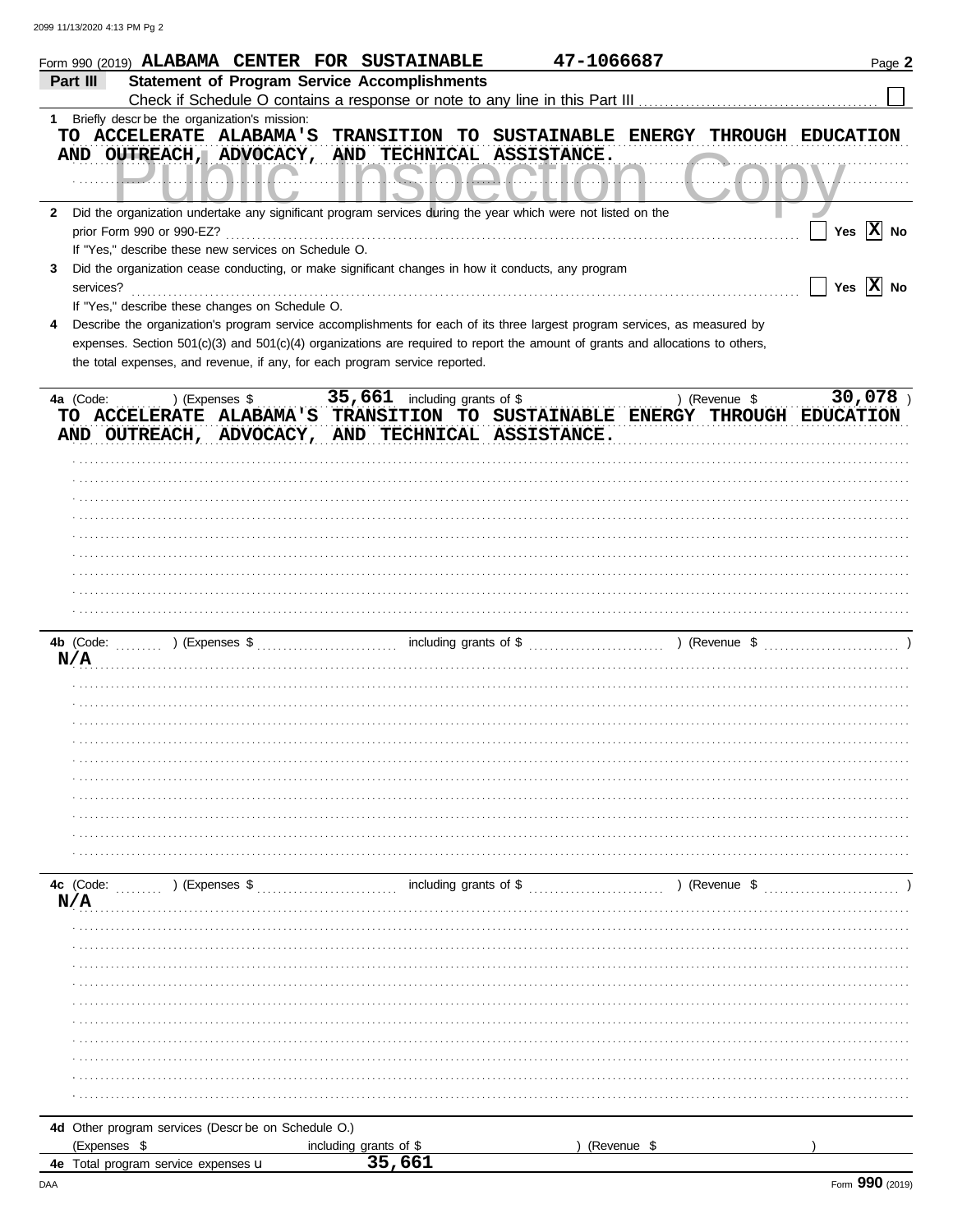Form 990 (2019) ALABAMA CENTER FOR SUSTAINABLE 47-1066687 Page **2**

**Part III** **Statement of Program Service Accomplishments**

Check if Schedule O contains a response or note to any line in this Part III ☐

**1** Briefly describe the organization's mission:

TO ACCELERATE ALABAMA'S TRANSITION TO SUSTAINABLE ENERGY THROUGH EDUCATION AND OUTREACH, ADVOCACY, AND TECHNICAL ASSISTANCE.

**2** Did the organization undertake any significant program services during the year which were not listed on the prior Form 990 or 990-EZ? ☐ Yes ☒ No

If "Yes," describe these new services on Schedule O.

**3** Did the organization cease conducting, or make significant changes in how it conducts, any program services? ☐ Yes ☒ No

If "Yes," describe these changes on Schedule O.

**4** Describe the organization's program service accomplishments for each of its three largest program services, as measured by expenses. Section 501(c)(3) and 501(c)(4) organizations are required to report the amount of grants and allocations to others, the total expenses, and revenue, if any, for each program service reported.

**4a** (Code: ) (Expenses $ 35,661 including grants of $ ) (Revenue $ 30,078 )

TO ACCELERATE ALABAMA'S TRANSITION TO SUSTAINABLE ENERGY THROUGH EDUCATION AND OUTREACH, ADVOCACY, AND TECHNICAL ASSISTANCE.

**4b** (Code: ) (Expenses $ including grants of $ ) (Revenue $ )

N/A

**4c** (Code: ) (Expenses $ including grants of $ ) (Revenue $ )

N/A

**4d** Other program services (Describe on Schedule O.)

(Expenses $ including grants of $ ) (Revenue $ )

**4e** Total program service expenses u 35,661

Form **990** (2019)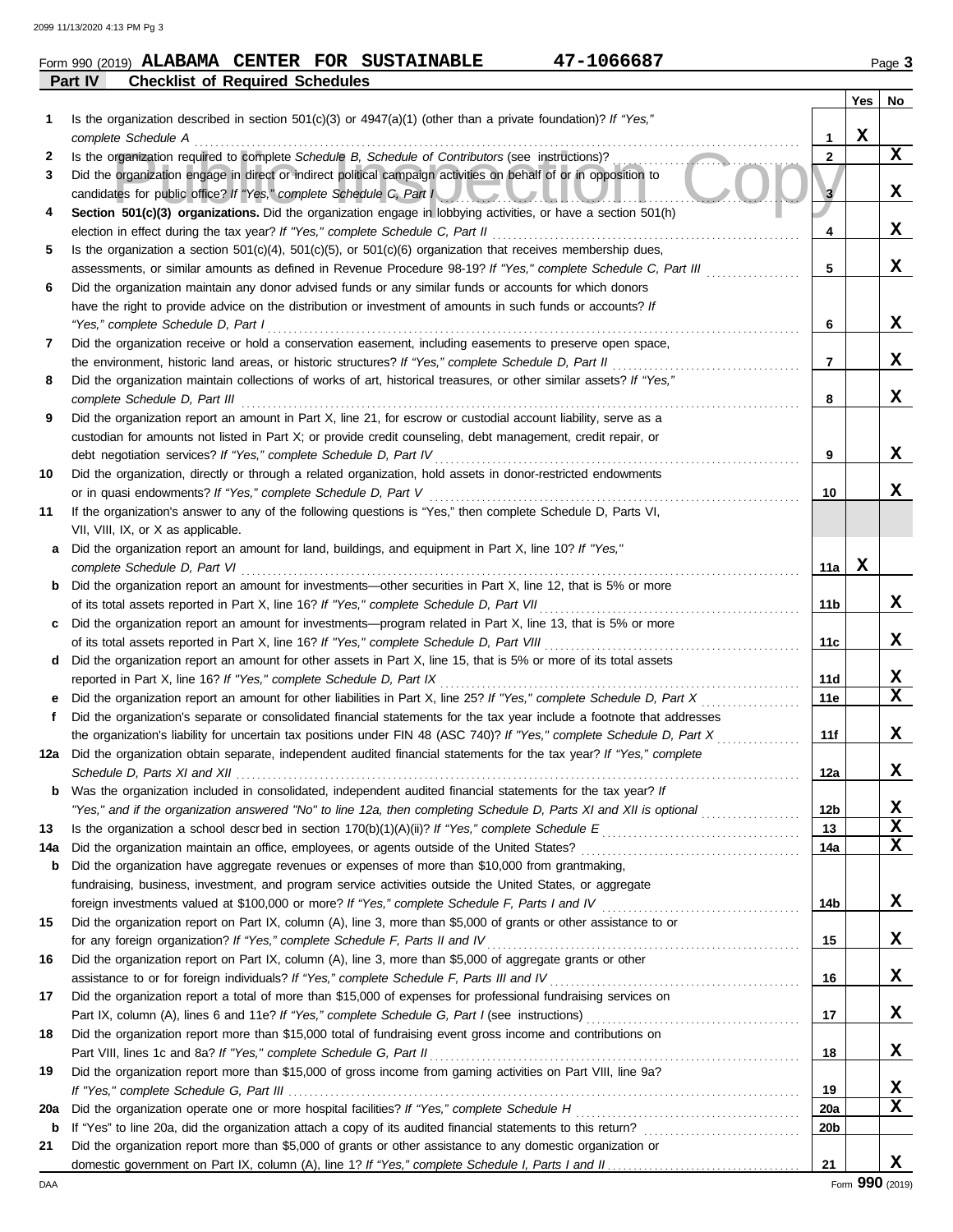Form 990 (2019) **ALABAMA CENTER FOR SUSTAINABLE 47-1066687** Page **3**

**Part IV Checklist of Required Schedules**

| | | | Yes | No |
|---|---|---|---|---|
| **1** | Is the organization described in section 501(c)(3) or 4947(a)(1) (other than a private foundation)? *If "Yes," complete Schedule A* | **1** | X | |
| **2** | Is the organization required to complete *Schedule B, Schedule of Contributors* (see instructions)? | **2** | | X |
| **3** | Did the organization engage in direct or indirect political campaign activities on behalf of or in opposition to candidates for public office? *If "Yes," complete Schedule C, Part I* | **3** | | X |
| **4** | **Section 501(c)(3) organizations.** Did the organization engage in lobbying activities, or have a section 501(h) election in effect during the tax year? *If "Yes," complete Schedule C, Part II* | **4** | | X |
| **5** | Is the organization a section 501(c)(4), 501(c)(5), or 501(c)(6) organization that receives membership dues, assessments, or similar amounts as defined in Revenue Procedure 98-19? *If "Yes," complete Schedule C, Part III* | **5** | | X |
| **6** | Did the organization maintain any donor advised funds or any similar funds or accounts for which donors have the right to provide advice on the distribution or investment of amounts in such funds or accounts? *If "Yes," complete Schedule D, Part I* | **6** | | X |
| **7** | Did the organization receive or hold a conservation easement, including easements to preserve open space, the environment, historic land areas, or historic structures? *If "Yes," complete Schedule D, Part II* | **7** | | X |
| **8** | Did the organization maintain collections of works of art, historical treasures, or other similar assets? *If "Yes," complete Schedule D, Part III* | **8** | | X |
| **9** | Did the organization report an amount in Part X, line 21, for escrow or custodial account liability, serve as a custodian for amounts not listed in Part X; or provide credit counseling, debt management, credit repair, or debt negotiation services? *If "Yes," complete Schedule D, Part IV* | **9** | | X |
| **10** | Did the organization, directly or through a related organization, hold assets in donor-restricted endowments or in quasi endowments? *If "Yes," complete Schedule D, Part V* | **10** | | X |
| **11** | If the organization's answer to any of the following questions is "Yes," then complete Schedule D, Parts VI, VII, VIII, IX, or X as applicable. | | | |
| **a** | Did the organization report an amount for land, buildings, and equipment in Part X, line 10? *If "Yes," complete Schedule D, Part VI* | **11a** | X | |
| **b** | Did the organization report an amount for investments—other securities in Part X, line 12, that is 5% or more of its total assets reported in Part X, line 16? *If "Yes," complete Schedule D, Part VII* | **11b** | | X |
| **c** | Did the organization report an amount for investments—program related in Part X, line 13, that is 5% or more of its total assets reported in Part X, line 16? *If "Yes," complete Schedule D, Part VIII* | **11c** | | X |
| **d** | Did the organization report an amount for other assets in Part X, line 15, that is 5% or more of its total assets reported in Part X, line 16? *If "Yes," complete Schedule D, Part IX* | **11d** | | X |
| **e** | Did the organization report an amount for other liabilities in Part X, line 25? *If "Yes," complete Schedule D, Part X* | **11e** | | X |
| **f** | Did the organization's separate or consolidated financial statements for the tax year include a footnote that addresses the organization's liability for uncertain tax positions under FIN 48 (ASC 740)? *If "Yes," complete Schedule D, Part X* | **11f** | | X |
| **12a** | Did the organization obtain separate, independent audited financial statements for the tax year? *If "Yes," complete Schedule D, Parts XI and XII* | **12a** | | X |
| **b** | Was the organization included in consolidated, independent audited financial statements for the tax year? *If "Yes," and if the organization answered "No" to line 12a, then completing Schedule D, Parts XI and XII is optional* | **12b** | | X |
| **13** | Is the organization a school described in section 170(b)(1)(A)(ii)? *If "Yes," complete Schedule E* | **13** | | X |
| **14a** | Did the organization maintain an office, employees, or agents outside of the United States? | **14a** | | X |
| **b** | Did the organization have aggregate revenues or expenses of more than $10,000 from grantmaking, fundraising, business, investment, and program service activities outside the United States, or aggregate foreign investments valued at $100,000 or more? *If "Yes," complete Schedule F, Parts I and IV* | **14b** | | X |
| **15** | Did the organization report on Part IX, column (A), line 3, more than $5,000 of grants or other assistance to or for any foreign organization? *If "Yes," complete Schedule F, Parts II and IV* | **15** | | X |
| **16** | Did the organization report on Part IX, column (A), line 3, more than $5,000 of aggregate grants or other assistance to or for foreign individuals? *If "Yes," complete Schedule F, Parts III and IV* | **16** | | X |
| **17** | Did the organization report a total of more than $15,000 of expenses for professional fundraising services on Part IX, column (A), lines 6 and 11e? *If "Yes," complete Schedule G, Part I* (see instructions) | **17** | | X |
| **18** | Did the organization report more than $15,000 total of fundraising event gross income and contributions on Part VIII, lines 1c and 8a? *If "Yes," complete Schedule G, Part II* | **18** | | X |
| **19** | Did the organization report more than $15,000 of gross income from gaming activities on Part VIII, line 9a? *If "Yes," complete Schedule G, Part III* | **19** | | X |
| **20a** | Did the organization operate one or more hospital facilities? *If "Yes," complete Schedule H* | **20a** | | X |
| **b** | If "Yes" to line 20a, did the organization attach a copy of its audited financial statements to this return? | **20b** | | |
| **21** | Did the organization report more than $5,000 of grants or other assistance to any domestic organization or domestic government on Part IX, column (A), line 1? *If "Yes," complete Schedule I, Parts I and II* | **21** | | X |

Form **990** (2019)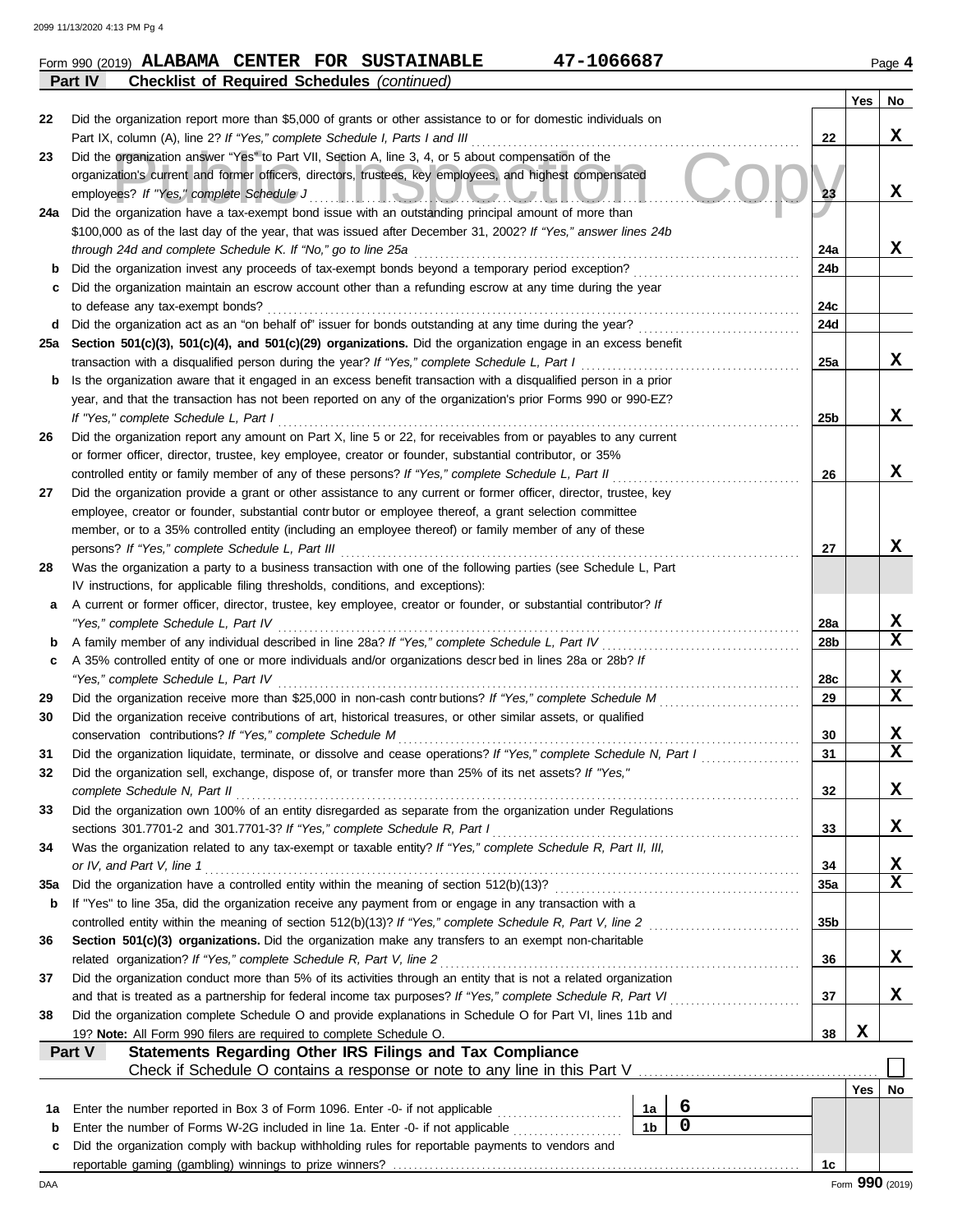Form 990 (2019) **ALABAMA CENTER FOR SUSTAINABLE 47-1066687** Page 4

**Part IV Checklist of Required Schedules** *(continued)*

| | | | Yes | No |
|---|---|---|---|---|
| 22 | Did the organization report more than $5,000 of grants or other assistance to or for domestic individuals on Part IX, column (A), line 2? *If "Yes," complete Schedule I, Parts I and III* | 22 | | X |
| 23 | Did the organization answer "Yes" to Part VII, Section A, line 3, 4, or 5 about compensation of the organization's current and former officers, directors, trustees, key employees, and highest compensated employees? *If "Yes," complete Schedule J* | 23 | | X |
| 24a | Did the organization have a tax-exempt bond issue with an outstanding principal amount of more than $100,000 as of the last day of the year, that was issued after December 31, 2002? *If "Yes," answer lines 24b through 24d and complete Schedule K. If "No," go to line 25a* | 24a | | X |
| b | Did the organization invest any proceeds of tax-exempt bonds beyond a temporary period exception? | 24b | | |
| c | Did the organization maintain an escrow account other than a refunding escrow at any time during the year to defease any tax-exempt bonds? | 24c | | |
| d | Did the organization act as an "on behalf of" issuer for bonds outstanding at any time during the year? | 24d | | |
| 25a | **Section 501(c)(3), 501(c)(4), and 501(c)(29) organizations.** Did the organization engage in an excess benefit transaction with a disqualified person during the year? *If "Yes," complete Schedule L, Part I* | 25a | | X |
| b | Is the organization aware that it engaged in an excess benefit transaction with a disqualified person in a prior year, and that the transaction has not been reported on any of the organization's prior Forms 990 or 990-EZ? *If "Yes," complete Schedule L, Part I* | 25b | | X |
| 26 | Did the organization report any amount on Part X, line 5 or 22, for receivables from or payables to any current or former officer, director, trustee, key employee, creator or founder, substantial contributor, or 35% controlled entity or family member of any of these persons? *If "Yes," complete Schedule L, Part II* | 26 | | X |
| 27 | Did the organization provide a grant or other assistance to any current or former officer, director, trustee, key employee, creator or founder, substantial contributor or employee thereof, a grant selection committee member, or to a 35% controlled entity (including an employee thereof) or family member of any of these persons? *If "Yes," complete Schedule L, Part III* | 27 | | X |
| 28 | Was the organization a party to a business transaction with one of the following parties (see Schedule L, Part IV instructions, for applicable filing thresholds, conditions, and exceptions): | | | |
| a | A current or former officer, director, trustee, key employee, creator or founder, or substantial contributor? *If "Yes," complete Schedule L, Part IV* | 28a | | X |
| b | A family member of any individual described in line 28a? *If "Yes," complete Schedule L, Part IV* | 28b | | X |
| c | A 35% controlled entity of one or more individuals and/or organizations described in lines 28a or 28b? *If "Yes," complete Schedule L, Part IV* | 28c | | X |
| 29 | Did the organization receive more than $25,000 in non-cash contributions? *If "Yes," complete Schedule M* | 29 | | X |
| 30 | Did the organization receive contributions of art, historical treasures, or other similar assets, or qualified conservation contributions? *If "Yes," complete Schedule M* | 30 | | X |
| 31 | Did the organization liquidate, terminate, or dissolve and cease operations? *If "Yes," complete Schedule N, Part I* | 31 | | X |
| 32 | Did the organization sell, exchange, dispose of, or transfer more than 25% of its net assets? *If "Yes," complete Schedule N, Part II* | 32 | | X |
| 33 | Did the organization own 100% of an entity disregarded as separate from the organization under Regulations sections 301.7701-2 and 301.7701-3? *If "Yes," complete Schedule R, Part I* | 33 | | X |
| 34 | Was the organization related to any tax-exempt or taxable entity? *If "Yes," complete Schedule R, Part II, III, or IV, and Part V, line 1* | 34 | | X |
| 35a | Did the organization have a controlled entity within the meaning of section 512(b)(13)? | 35a | | X |
| b | If "Yes" to line 35a, did the organization receive any payment from or engage in any transaction with a controlled entity within the meaning of section 512(b)(13)? *If "Yes," complete Schedule R, Part V, line 2* | 35b | | |
| 36 | **Section 501(c)(3) organizations.** Did the organization make any transfers to an exempt non-charitable related organization? *If "Yes," complete Schedule R, Part V, line 2* | 36 | | X |
| 37 | Did the organization conduct more than 5% of its activities through an entity that is not a related organization and that is treated as a partnership for federal income tax purposes? *If "Yes," complete Schedule R, Part VI* | 37 | | X |
| 38 | Did the organization complete Schedule O and provide explanations in Schedule O for Part VI, lines 11b and 19? **Note:** All Form 990 filers are required to complete Schedule O. | 38 | X | |

**Part V Statements Regarding Other IRS Filings and Tax Compliance**

Check if Schedule O contains a response or note to any line in this Part V ☐

| | | | | | Yes | No |
|---|---|---|---|---|---|---|
| 1a | Enter the number reported in Box 3 of Form 1096. Enter -0- if not applicable | 1a | 6 | | | |
| b | Enter the number of Forms W-2G included in line 1a. Enter -0- if not applicable | 1b | 0 | | | |
| c | Did the organization comply with backup withholding rules for reportable payments to vendors and reportable gaming (gambling) winnings to prize winners? | | | 1c | | |

DAA Form **990** (2019)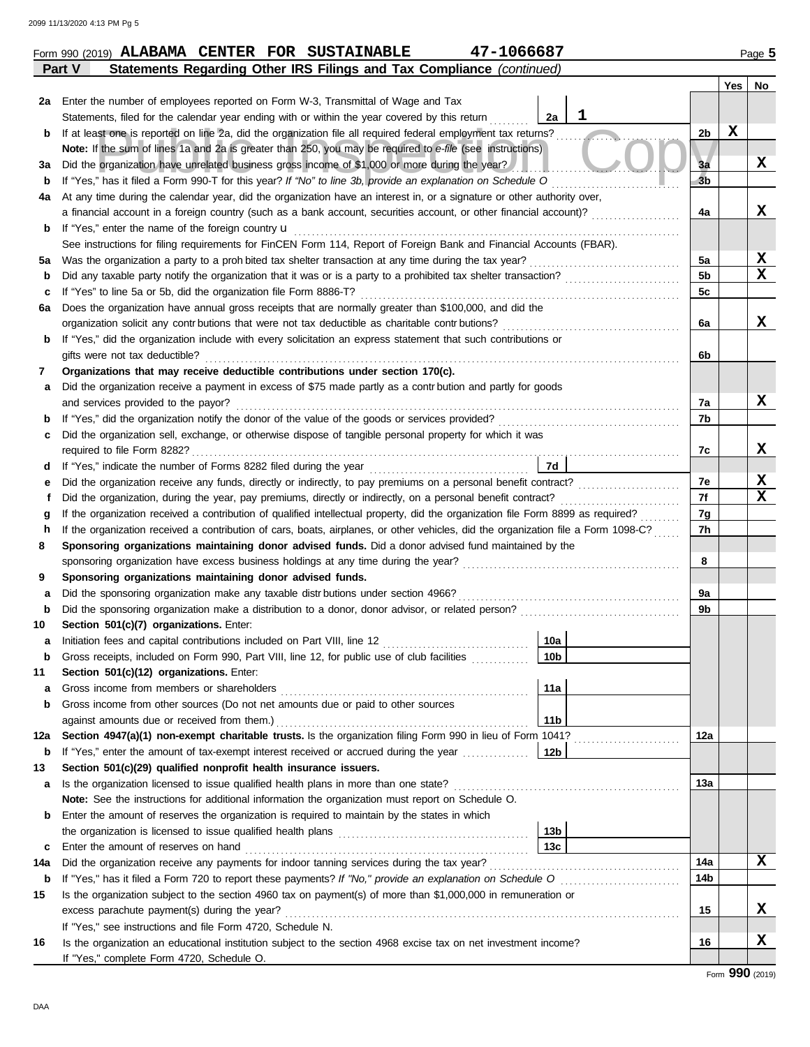Form 990 (2019) **ALABAMA CENTER FOR SUSTAINABLE 47-1066687** Page **5**

## Part V Statements Regarding Other IRS Filings and Tax Compliance *(continued)*

| | | | | | Yes | No |
|---|---|---|---|---|---|---|
| **2a** | Enter the number of employees reported on Form W-3, Transmittal of Wage and Tax Statements, filed for the calendar year ending with or within the year covered by this return | 2a | 1 | | | |
| **b** | If at least one is reported on line 2a, did the organization file all required federal employment tax returns? | | | 2b | X | |
| | **Note:** If the sum of lines 1a and 2a is greater than 250, you may be required to *e-file* (see instructions) | | | | | |
| **3a** | Did the organization have unrelated business gross income of $1,000 or more during the year? | | | 3a | | X |
| **b** | If "Yes," has it filed a Form 990-T for this year? *If "No" to line 3b, provide an explanation on Schedule O* | | | 3b | | |
| **4a** | At any time during the calendar year, did the organization have an interest in, or a signature or other authority over, a financial account in a foreign country (such as a bank account, securities account, or other financial account)? | | | 4a | | X |
| **b** | If "Yes," enter the name of the foreign country u | | | | | |
| | See instructions for filing requirements for FinCEN Form 114, Report of Foreign Bank and Financial Accounts (FBAR). | | | | | |
| **5a** | Was the organization a party to a prohibited tax shelter transaction at any time during the tax year? | | | 5a | | X |
| **b** | Did any taxable party notify the organization that it was or is a party to a prohibited tax shelter transaction? | | | 5b | | X |
| **c** | If "Yes" to line 5a or 5b, did the organization file Form 8886-T? | | | 5c | | |
| **6a** | Does the organization have annual gross receipts that are normally greater than $100,000, and did the organization solicit any contributions that were not tax deductible as charitable contributions? | | | 6a | | X |
| **b** | If "Yes," did the organization include with every solicitation an express statement that such contributions or gifts were not tax deductible? | | | 6b | | |
| **7** | **Organizations that may receive deductible contributions under section 170(c).** | | | | | |
| **a** | Did the organization receive a payment in excess of $75 made partly as a contribution and partly for goods and services provided to the payor? | | | 7a | | X |
| **b** | If "Yes," did the organization notify the donor of the value of the goods or services provided? | | | 7b | | |
| **c** | Did the organization sell, exchange, or otherwise dispose of tangible personal property for which it was required to file Form 8282? | | | 7c | | X |
| **d** | If "Yes," indicate the number of Forms 8282 filed during the year | 7d | | | | |
| **e** | Did the organization receive any funds, directly or indirectly, to pay premiums on a personal benefit contract? | | | 7e | | X |
| **f** | Did the organization, during the year, pay premiums, directly or indirectly, on a personal benefit contract? | | | 7f | | X |
| **g** | If the organization received a contribution of qualified intellectual property, did the organization file Form 8899 as required? | | | 7g | | |
| **h** | If the organization received a contribution of cars, boats, airplanes, or other vehicles, did the organization file a Form 1098-C? | | | 7h | | |
| **8** | **Sponsoring organizations maintaining donor advised funds.** Did a donor advised fund maintained by the sponsoring organization have excess business holdings at any time during the year? | | | 8 | | |
| **9** | **Sponsoring organizations maintaining donor advised funds.** | | | | | |
| **a** | Did the sponsoring organization make any taxable distributions under section 4966? | | | 9a | | |
| **b** | Did the sponsoring organization make a distribution to a donor, donor advisor, or related person? | | | 9b | | |
| **10** | **Section 501(c)(7) organizations.** Enter: | | | | | |
| **a** | Initiation fees and capital contributions included on Part VIII, line 12 | 10a | | | | |
| **b** | Gross receipts, included on Form 990, Part VIII, line 12, for public use of club facilities | 10b | | | | |
| **11** | **Section 501(c)(12) organizations.** Enter: | | | | | |
| **a** | Gross income from members or shareholders | 11a | | | | |
| **b** | Gross income from other sources (Do not net amounts due or paid to other sources against amounts due or received from them.) | 11b | | | | |
| **12a** | **Section 4947(a)(1) non-exempt charitable trusts.** Is the organization filing Form 990 in lieu of Form 1041? | | | 12a | | |
| **b** | If "Yes," enter the amount of tax-exempt interest received or accrued during the year | 12b | | | | |
| **13** | **Section 501(c)(29) qualified nonprofit health insurance issuers.** | | | | | |
| **a** | Is the organization licensed to issue qualified health plans in more than one state? | | | 13a | | |
| | **Note:** See the instructions for additional information the organization must report on Schedule O. | | | | | |
| **b** | Enter the amount of reserves the organization is required to maintain by the states in which the organization is licensed to issue qualified health plans | 13b | | | | |
| **c** | Enter the amount of reserves on hand | 13c | | | | |
| **14a** | Did the organization receive any payments for indoor tanning services during the tax year? | | | 14a | | X |
| **b** | If "Yes," has it filed a Form 720 to report these payments? *If "No," provide an explanation on Schedule O* | | | 14b | | |
| **15** | Is the organization subject to the section 4960 tax on payment(s) of more than $1,000,000 in remuneration or excess parachute payment(s) during the year? | | | 15 | | X |
| | If "Yes," see instructions and file Form 4720, Schedule N. | | | | | |
| **16** | Is the organization an educational institution subject to the section 4968 excise tax on net investment income? | | | 16 | | X |
| | If "Yes," complete Form 4720, Schedule O. | | | | | |

Form **990** (2019)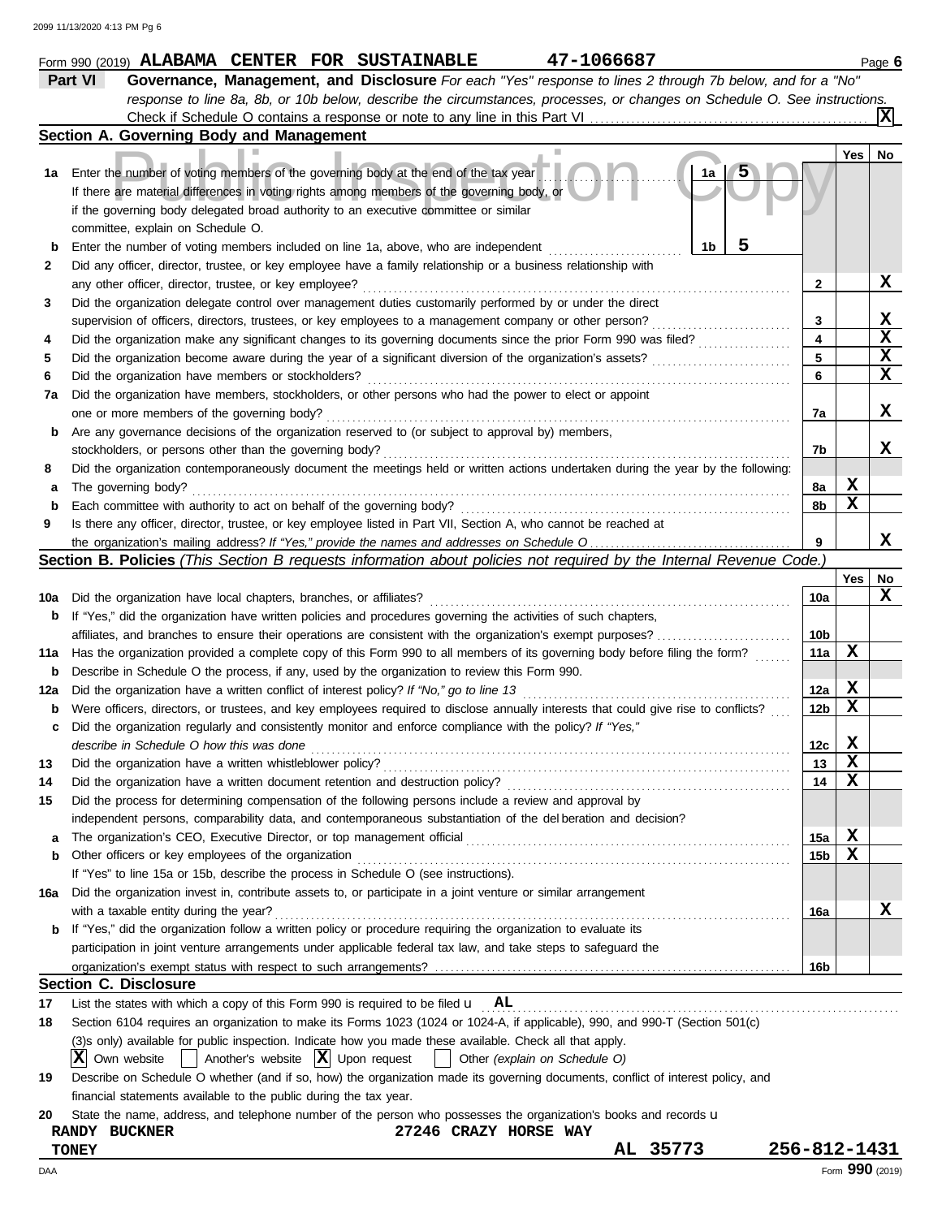Form 990 (2019) **ALABAMA CENTER FOR SUSTAINABLE** **47-1066687** Page **6**

## Part VI Governance, Management, and Disclosure

*For each "Yes" response to lines 2 through 7b below, and for a "No" response to line 8a, 8b, or 10b below, describe the circumstances, processes, or changes on Schedule O. See instructions.*

Check if Schedule O contains a response or note to any line in this Part VI . . . . . . [X]

### Section A. Governing Body and Management

| | | | | Yes | No |
|---|---|---|---|---|---|
| **1a** | Enter the number of voting members of the governing body at the end of the tax year. If there are material differences in voting rights among members of the governing body, or if the governing body delegated broad authority to an executive committee or similar committee, explain on Schedule O. | 1a: 5 | | | |
| **b** | Enter the number of voting members included on line 1a, above, who are independent | 1b: 5 | | | |
| **2** | Did any officer, director, trustee, or key employee have a family relationship or a business relationship with any other officer, director, trustee, or key employee? | | 2 | | X |
| **3** | Did the organization delegate control over management duties customarily performed by or under the direct supervision of officers, directors, trustees, or key employees to a management company or other person? | | 3 | | X |
| **4** | Did the organization make any significant changes to its governing documents since the prior Form 990 was filed? | | 4 | | X |
| **5** | Did the organization become aware during the year of a significant diversion of the organization's assets? | | 5 | | X |
| **6** | Did the organization have members or stockholders? | | 6 | | X |
| **7a** | Did the organization have members, stockholders, or other persons who had the power to elect or appoint one or more members of the governing body? | | 7a | | X |
| **b** | Are any governance decisions of the organization reserved to (or subject to approval by) members, stockholders, or persons other than the governing body? | | 7b | | X |
| **8** | Did the organization contemporaneously document the meetings held or written actions undertaken during the year by the following: | | | | |
| **a** | The governing body? | | 8a | X | |
| **b** | Each committee with authority to act on behalf of the governing body? | | 8b | X | |
| **9** | Is there any officer, director, trustee, or key employee listed in Part VII, Section A, who cannot be reached at the organization's mailing address? *If "Yes," provide the names and addresses on Schedule O* | | 9 | | X |

### Section B. Policies *(This Section B requests information about policies not required by the Internal Revenue Code.)*

| | | | Yes | No |
|---|---|---|---|---|
| **10a** | Did the organization have local chapters, branches, or affiliates? | 10a | | X |
| **b** | If "Yes," did the organization have written policies and procedures governing the activities of such chapters, affiliates, and branches to ensure their operations are consistent with the organization's exempt purposes? | 10b | | |
| **11a** | Has the organization provided a complete copy of this Form 990 to all members of its governing body before filing the form? | 11a | X | |
| **b** | Describe in Schedule O the process, if any, used by the organization to review this Form 990. | | | |
| **12a** | Did the organization have a written conflict of interest policy? *If "No," go to line 13* | 12a | X | |
| **b** | Were officers, directors, or trustees, and key employees required to disclose annually interests that could give rise to conflicts? | 12b | X | |
| **c** | Did the organization regularly and consistently monitor and enforce compliance with the policy? *If "Yes," describe in Schedule O how this was done* | 12c | X | |
| **13** | Did the organization have a written whistleblower policy? | 13 | X | |
| **14** | Did the organization have a written document retention and destruction policy? | 14 | X | |
| **15** | Did the process for determining compensation of the following persons include a review and approval by independent persons, comparability data, and contemporaneous substantiation of the deliberation and decision? | | | |
| **a** | The organization's CEO, Executive Director, or top management official | 15a | X | |
| **b** | Other officers or key employees of the organization | 15b | X | |
| | If "Yes" to line 15a or 15b, describe the process in Schedule O (see instructions). | | | |
| **16a** | Did the organization invest in, contribute assets to, or participate in a joint venture or similar arrangement with a taxable entity during the year? | 16a | | X |
| **b** | If "Yes," did the organization follow a written policy or procedure requiring the organization to evaluate its participation in joint venture arrangements under applicable federal tax law, and take steps to safeguard the organization's exempt status with respect to such arrangements? | 16b | | |

### Section C. Disclosure

**17** List the states with which a copy of this Form 990 is required to be filed u **AL**

**18** Section 6104 requires an organization to make its Forms 1023 (1024 or 1024-A, if applicable), 990, and 990-T (Section 501(c)(3)s only) available for public inspection. Indicate how you made these available. Check all that apply.

[X] Own website [ ] Another's website [X] Upon request [ ] Other *(explain on Schedule O)*

**19** Describe on Schedule O whether (and if so, how) the organization made its governing documents, conflict of interest policy, and financial statements available to the public during the tax year.

**20** State the name, address, and telephone number of the person who possesses the organization's books and records u

**RANDY BUCKNER** **27246 CRAZY HORSE WAY**
**TONEY** **AL 35773** **256-812-1431**

Form **990** (2019)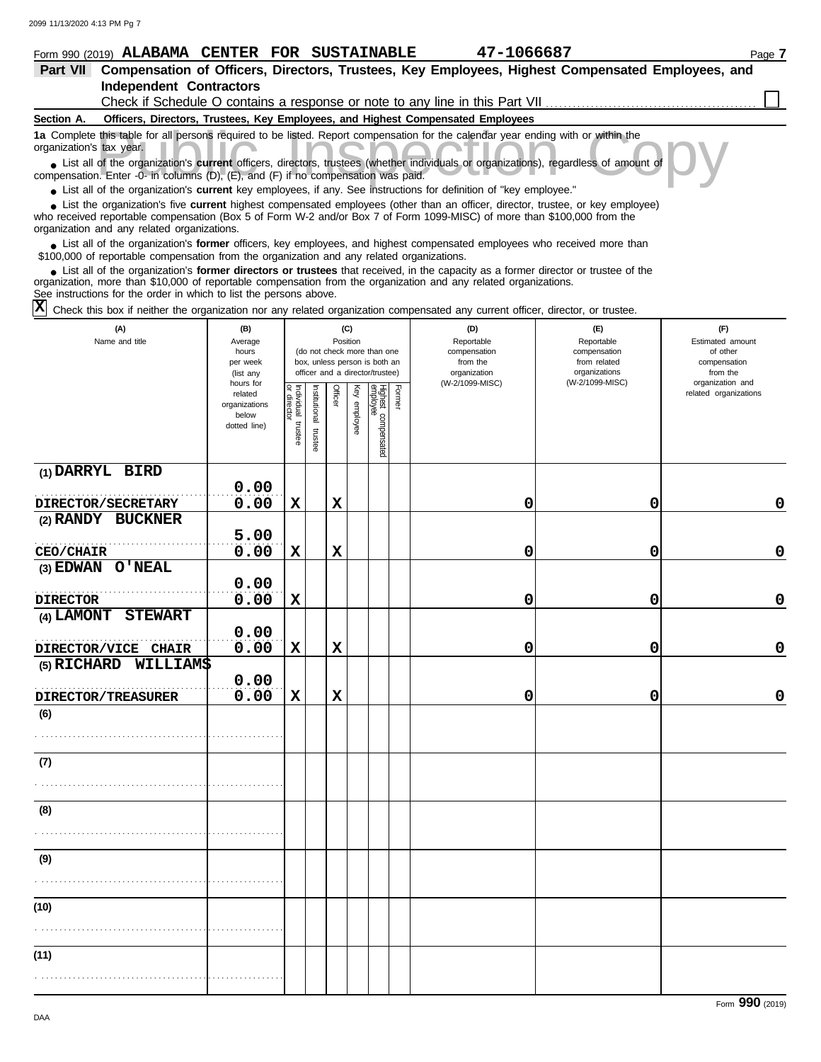Form 990 (2019) **ALABAMA CENTER FOR SUSTAINABLE** **47-1066687**

## Part VII Compensation of Officers, Directors, Trustees, Key Employees, Highest Compensated Employees, and Independent Contractors

Check if Schedule O contains a response or note to any line in this Part VII ☐

### Section A. Officers, Directors, Trustees, Key Employees, and Highest Compensated Employees

**1a** Complete this table for all persons required to be listed. Report compensation for the calendar year ending with or within the organization's tax year.

- List all of the organization's **current** officers, directors, trustees (whether individuals or organizations), regardless of amount of compensation. Enter -0- in columns (D), (E), and (F) if no compensation was paid.
- List all of the organization's **current** key employees, if any. See instructions for definition of "key employee."
- List the organization's five **current** highest compensated employees (other than an officer, director, trustee, or key employee) who received reportable compensation (Box 5 of Form W-2 and/or Box 7 of Form 1099-MISC) of more than $100,000 from the organization and any related organizations.
- List all of the organization's **former** officers, key employees, and highest compensated employees who received more than $100,000 of reportable compensation from the organization and any related organizations.
- List all of the organization's **former directors or trustees** that received, in the capacity as a former director or trustee of the organization, more than $10,000 of reportable compensation from the organization and any related organizations.

See instructions for the order in which to list the persons above.

☒ Check this box if neither the organization nor any related organization compensated any current officer, director, or trustee.

| (A) Name and title | (B) Average hours per week (list any hours for related organizations below dotted line) | (C) Position: Individual trustee or director | Institutional trustee | Officer | Key employee | Highest compensated employee | Former | (D) Reportable compensation from the organization (W-2/1099-MISC) | (E) Reportable compensation from related organizations (W-2/1099-MISC) | (F) Estimated amount of other compensation from the organization and related organizations |
|---|---|---|---|---|---|---|---|---|---|---|
| (1) DARRYL BIRD<br>DIRECTOR/SECRETARY | 0.00<br>0.00 | X | | X | | | | 0 | 0 | 0 |
| (2) RANDY BUCKNER<br>CEO/CHAIR | 5.00<br>0.00 | X | | X | | | | 0 | 0 | 0 |
| (3) EDWAN O'NEAL<br>DIRECTOR | 0.00<br>0.00 | X | | | | | | 0 | 0 | 0 |
| (4) LAMONT STEWART<br>DIRECTOR/VICE CHAIR | 0.00<br>0.00 | X | | X | | | | 0 | 0 | 0 |
| (5) RICHARD WILLIAMS<br>DIRECTOR/TREASURER | 0.00<br>0.00 | X | | X | | | | 0 | 0 | 0 |
| (6) | | | | | | | | | | |
| (7) | | | | | | | | | | |
| (8) | | | | | | | | | | |
| (9) | | | | | | | | | | |
| (10) | | | | | | | | | | |
| (11) | | | | | | | | | | |

Form **990** (2019)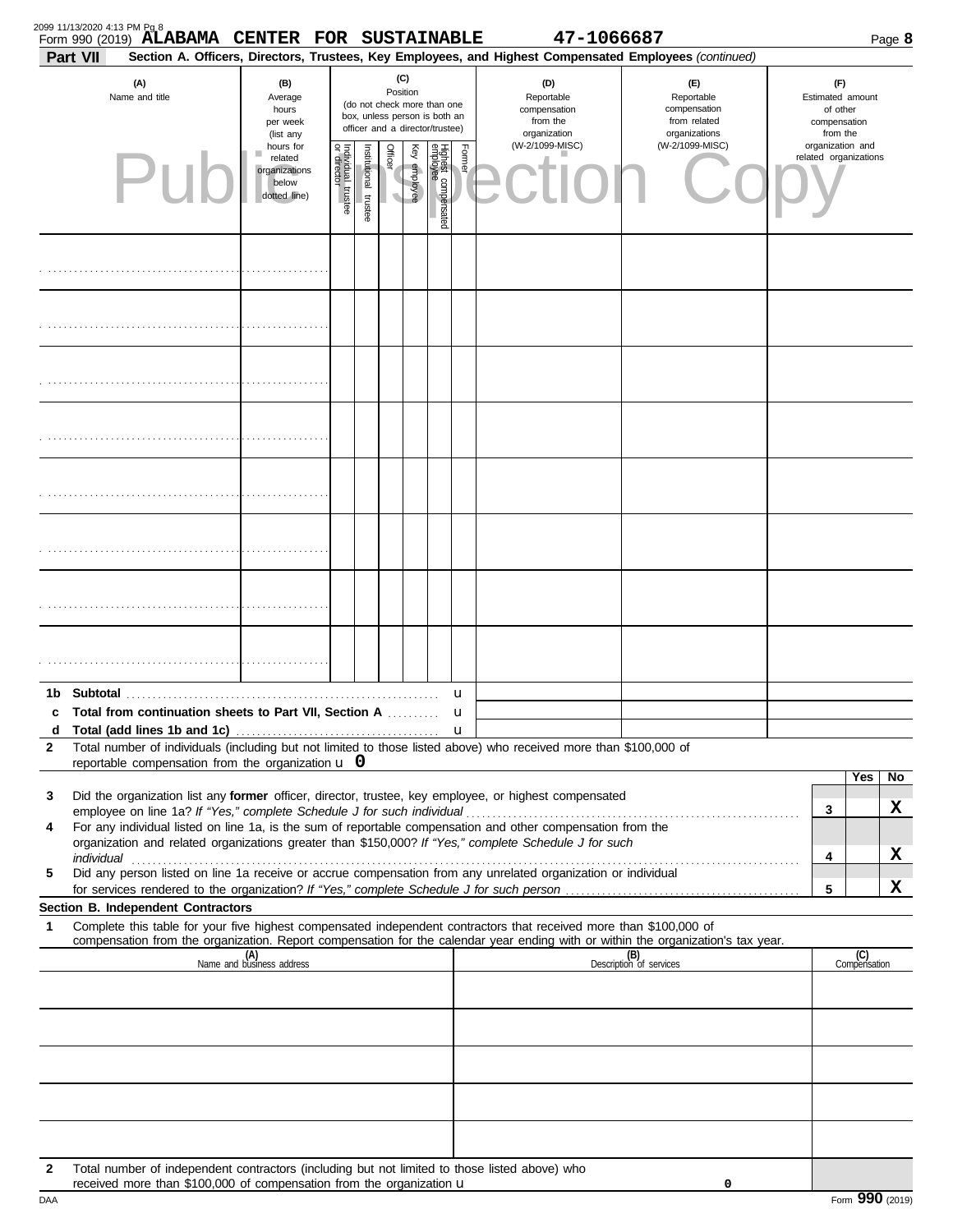Form 990 (2019) **ALABAMA CENTER FOR SUSTAINABLE** **47-1066687**

**Part VII** **Section A. Officers, Directors, Trustees, Key Employees, and Highest Compensated Employees** *(continued)*

| (A) Name and title | (B) Average hours per week (list any hours for related organizations below dotted line) | (C) Position (do not check more than one box, unless person is both an officer and a director/trustee) | | | | | | (D) Reportable compensation from the organization (W-2/1099-MISC) | (E) Reportable compensation from related organizations (W-2/1099-MISC) | (F) Estimated amount of other compensation from the organization and related organizations |
|---|---|---|---|---|---|---|---|---|---|---|
| | | Individual trustee or director | Institutional trustee | Officer | Key employee | Highest compensated employee | Former | | | |
| | | | | | | | | | | |
| | | | | | | | | | | |
| | | | | | | | | | | |
| | | | | | | | | | | |
| | | | | | | | | | | |
| | | | | | | | | | | |
| | | | | | | | | | | |
| | | | | | | | | | | |

**1b Subtotal** ▶

**c Total from continuation sheets to Part VII, Section A** ▶

**d Total (add lines 1b and 1c)** ▶

**2** Total number of individuals (including but not limited to those listed above) who received more than $100,000 of reportable compensation from the organization ▶ **0**

| | | | Yes | No |
|---|---|---|---|---|
| **3** | Did the organization list any **former** officer, director, trustee, key employee, or highest compensated employee on line 1a? *If "Yes," complete Schedule J for such individual* | 3 | | X |
| **4** | For any individual listed on line 1a, is the sum of reportable compensation and other compensation from the organization and related organizations greater than $150,000? *If "Yes," complete Schedule J for such individual* | 4 | | X |
| **5** | Did any person listed on line 1a receive or accrue compensation from any unrelated organization or individual for services rendered to the organization? *If "Yes," complete Schedule J for such person* | 5 | | X |

**Section B. Independent Contractors**

**1** Complete this table for your five highest compensated independent contractors that received more than $100,000 of compensation from the organization. Report compensation for the calendar year ending with or within the organization's tax year.

| (A) Name and business address | (B) Description of services | (C) Compensation |
|---|---|---|
| | | |
| | | |
| | | |
| | | |
| | | |

**2** Total number of independent contractors (including but not limited to those listed above) who received more than $100,000 of compensation from the organization ▶ **0**

Form **990** (2019)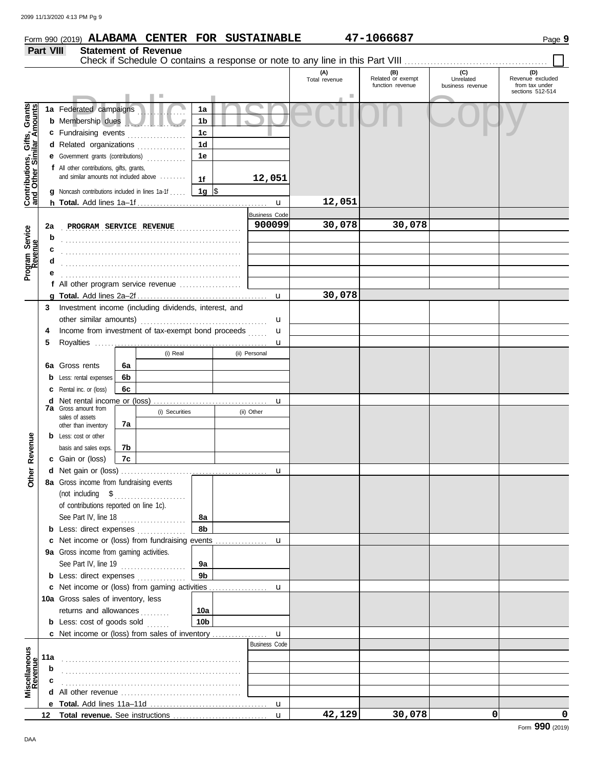Form 990 (2019) **ALABAMA CENTER FOR SUSTAINABLE** **47-1066687**

## Part VIII Statement of Revenue

Check if Schedule O contains a response or note to any line in this Part VIII ☐

Public Inspection Copy

| | | | (A) Total revenue | (B) Related or exempt function revenue | (C) Unrelated business revenue | (D) Revenue excluded from tax under sections 512-514 |
|---|---|---|---|---|---|---|
| **Contributions, Gifts, Grants and Other Similar Amounts** | 1a Federated campaigns | 1a | | | | |
| | b Membership dues | 1b | | | | |
| | c Fundraising events | 1c | | | | |
| | d Related organizations | 1d | | | | |
| | e Government grants (contributions) | 1e | | | | |
| | f All other contributions, gifts, grants, and similar amounts not included above | 1f 12,051 | | | | |
| | g Noncash contributions included in lines 1a-1f | 1g $ | | | | |
| | h **Total.** Add lines 1a–1f | u | 12,051 | | | |
| **Program Service Revenue** | | Business Code | | | | |
| | 2a PROGRAM SERVICE REVENUE | 900099 | 30,078 | 30,078 | | |
| | b | | | | | |
| | c | | | | | |
| | d | | | | | |
| | e | | | | | |
| | f All other program service revenue | | | | | |
| | g **Total.** Add lines 2a–2f | u | 30,078 | | | |
| **Other Revenue** | 3 Investment income (including dividends, interest, and other similar amounts) | u | | | | |
| | 4 Income from investment of tax-exempt bond proceeds | u | | | | |
| | 5 Royalties | u | | | | |
| | | (i) Real / (ii) Personal | | | | |
| | 6a Gross rents | 6a | | | | |
| | b Less: rental expenses | 6b | | | | |
| | c Rental inc. or (loss) | 6c | | | | |
| | d Net rental income or (loss) | u | | | | |
| | | (i) Securities / (ii) Other | | | | |
| | 7a Gross amount from sales of assets other than inventory | 7a | | | | |
| | b Less: cost or other basis and sales exps. | 7b | | | | |
| | c Gain or (loss) | 7c | | | | |
| | d Net gain or (loss) | u | | | | |
| | 8a Gross income from fundraising events (not including $ ........ of contributions reported on line 1c). See Part IV, line 18 | 8a | | | | |
| | b Less: direct expenses | 8b | | | | |
| | c Net income or (loss) from fundraising events | u | | | | |
| | 9a Gross income from gaming activities. See Part IV, line 19 | 9a | | | | |
| | b Less: direct expenses | 9b | | | | |
| | c Net income or (loss) from gaming activities | u | | | | |
| | 10a Gross sales of inventory, less returns and allowances | 10a | | | | |
| | b Less: cost of goods sold | 10b | | | | |
| | c Net income or (loss) from sales of inventory | u | | | | |
| **Miscellaneous Revenue** | | Business Code | | | | |
| | 11a | | | | | |
| | b | | | | | |
| | c | | | | | |
| | d All other revenue | | | | | |
| | e **Total.** Add lines 11a–11d | u | | | | |
| | 12 **Total revenue.** See instructions | u | 42,129 | 30,078 | 0 | 0 |

Form **990** (2019)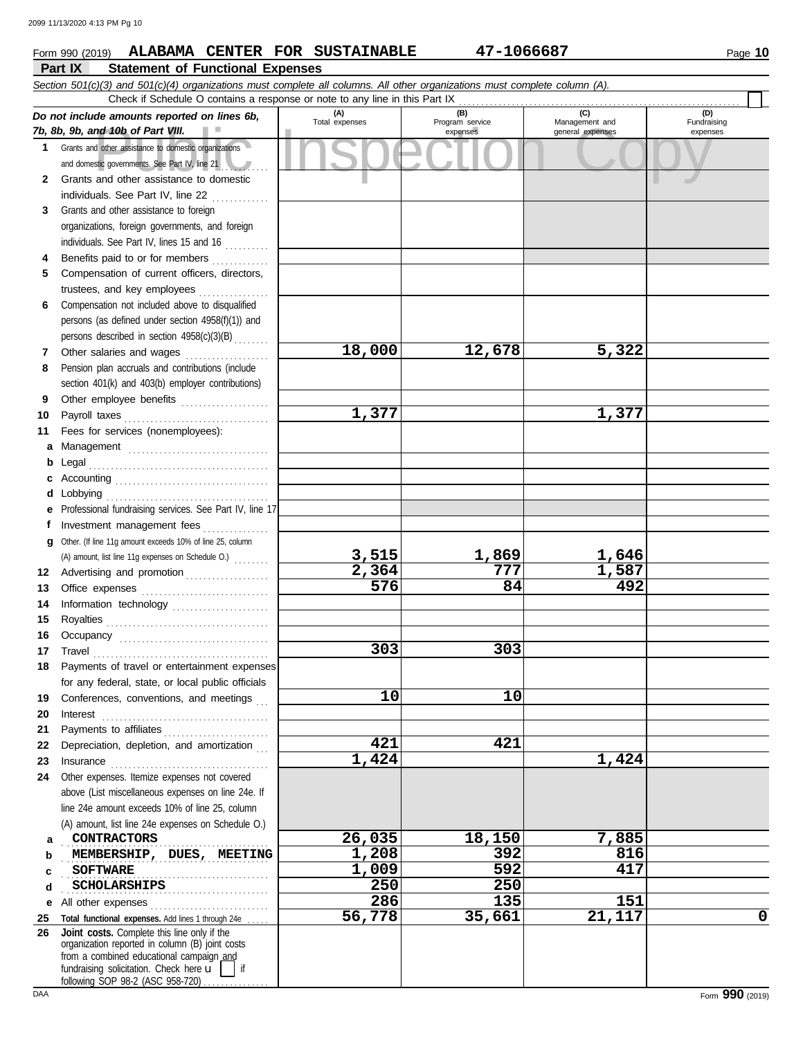Form 990 (2019) **ALABAMA CENTER FOR SUSTAINABLE** **47-1066687** Page **10**

## Part IX Statement of Functional Expenses

*Section 501(c)(3) and 501(c)(4) organizations must complete all columns. All other organizations must complete column (A).*

Check if Schedule O contains a response or note to any line in this Part IX . . . . . . . . . . . . . . . . . . . . . . . . . . . . . . . . . . . . ☐

| *Do not include amounts reported on lines 6b, 7b, 8b, 9b, and 10b of Part VIII.* | (A) Total expenses | (B) Program service expenses | (C) Management and general expenses | (D) Fundraising expenses |
|---|---|---|---|---|
| **1** Grants and other assistance to domestic organizations and domestic governments. See Part IV, line 21 | | | | |
| **2** Grants and other assistance to domestic individuals. See Part IV, line 22 | | | | |
| **3** Grants and other assistance to foreign organizations, foreign governments, and foreign individuals. See Part IV, lines 15 and 16 | | | | |
| **4** Benefits paid to or for members | | | | |
| **5** Compensation of current officers, directors, trustees, and key employees | | | | |
| **6** Compensation not included above to disqualified persons (as defined under section 4958(f)(1)) and persons described in section 4958(c)(3)(B) | | | | |
| **7** Other salaries and wages | 18,000 | 12,678 | 5,322 | |
| **8** Pension plan accruals and contributions (include section 401(k) and 403(b) employer contributions) | | | | |
| **9** Other employee benefits | | | | |
| **10** Payroll taxes | 1,377 | | 1,377 | |
| **11** Fees for services (nonemployees): | | | | |
| **a** Management | | | | |
| **b** Legal | | | | |
| **c** Accounting | | | | |
| **d** Lobbying | | | | |
| **e** Professional fundraising services. See Part IV, line 17 | | | | |
| **f** Investment management fees | | | | |
| **g** Other. (If line 11g amount exceeds 10% of line 25, column (A) amount, list line 11g expenses on Schedule O.) | 3,515 | 1,869 | 1,646 | |
| **12** Advertising and promotion | 2,364 | 777 | 1,587 | |
| **13** Office expenses | 576 | 84 | 492 | |
| **14** Information technology | | | | |
| **15** Royalties | | | | |
| **16** Occupancy | | | | |
| **17** Travel | 303 | 303 | | |
| **18** Payments of travel or entertainment expenses for any federal, state, or local public officials | | | | |
| **19** Conferences, conventions, and meetings | 10 | 10 | | |
| **20** Interest | | | | |
| **21** Payments to affiliates | | | | |
| **22** Depreciation, depletion, and amortization | 421 | 421 | | |
| **23** Insurance | 1,424 | | 1,424 | |
| **24** Other expenses. Itemize expenses not covered above (List miscellaneous expenses on line 24e. If line 24e amount exceeds 10% of line 25, column (A) amount, list line 24e expenses on Schedule O.) | | | | |
| **a** CONTRACTORS | 26,035 | 18,150 | 7,885 | |
| **b** MEMBERSHIP, DUES, MEETING | 1,208 | 392 | 816 | |
| **c** SOFTWARE | 1,009 | 592 | 417 | |
| **d** SCHOLARSHIPS | 250 | 250 | | |
| **e** All other expenses | 286 | 135 | 151 | |
| **25 Total functional expenses.** Add lines 1 through 24e | 56,778 | 35,661 | 21,117 | 0 |
| **26 Joint costs.** Complete this line only if the organization reported in column (B) joint costs from a combined educational campaign and fundraising solicitation. Check here ☐ if following SOP 98-2 (ASC 958-720) | | | | |

DAA Form **990** (2019)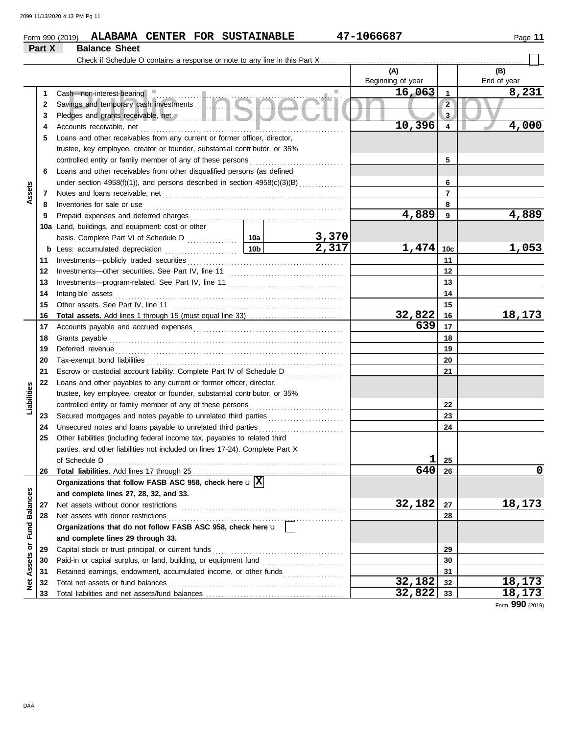Form 990 (2019) **ALABAMA CENTER FOR SUSTAINABLE** **47-1066687**

## Part X Balance Sheet

Check if Schedule O contains a response or note to any line in this Part X ☐

| Section | Line | Description | | | (A) Beginning of year | Line | (B) End of year |
|---|---|---|---|---|---|---|---|
| Assets | 1 | Cash—non-interest-bearing | | | 16,063 | 1 | 8,231 |
| | 2 | Savings and temporary cash investments | | | | 2 | |
| | 3 | Pledges and grants receivable, net | | | | 3 | |
| | 4 | Accounts receivable, net | | | 10,396 | 4 | 4,000 |
| | 5 | Loans and other receivables from any current or former officer, director, trustee, key employee, creator or founder, substantial contributor, or 35% controlled entity or family member of any of these persons | | | | 5 | |
| | 6 | Loans and other receivables from other disqualified persons (as defined under section 4958(f)(1)), and persons described in section 4958(c)(3)(B) | | | | 6 | |
| | 7 | Notes and loans receivable, net | | | | 7 | |
| | 8 | Inventories for sale or use | | | | 8 | |
| | 9 | Prepaid expenses and deferred charges | | | 4,889 | 9 | 4,889 |
| | 10a | Land, buildings, and equipment: cost or other basis. Complete Part VI of Schedule D | 10a | 3,370 | | | |
| | b | Less: accumulated depreciation | 10b | 2,317 | 1,474 | 10c | 1,053 |
| | 11 | Investments—publicly traded securities | | | | 11 | |
| | 12 | Investments—other securities. See Part IV, line 11 | | | | 12 | |
| | 13 | Investments—program-related. See Part IV, line 11 | | | | 13 | |
| | 14 | Intangible assets | | | | 14 | |
| | 15 | Other assets. See Part IV, line 11 | | | | 15 | |
| | 16 | **Total assets.** Add lines 1 through 15 (must equal line 33) | | | 32,822 | 16 | 18,173 |
| Liabilities | 17 | Accounts payable and accrued expenses | | | 639 | 17 | |
| | 18 | Grants payable | | | | 18 | |
| | 19 | Deferred revenue | | | | 19 | |
| | 20 | Tax-exempt bond liabilities | | | | 20 | |
| | 21 | Escrow or custodial account liability. Complete Part IV of Schedule D | | | | 21 | |
| | 22 | Loans and other payables to any current or former officer, director, trustee, key employee, creator or founder, substantial contributor, or 35% controlled entity or family member of any of these persons | | | | 22 | |
| | 23 | Secured mortgages and notes payable to unrelated third parties | | | | 23 | |
| | 24 | Unsecured notes and loans payable to unrelated third parties | | | | 24 | |
| | 25 | Other liabilities (including federal income tax, payables to related third parties, and other liabilities not included on lines 17-24). Complete Part X of Schedule D | | | 1 | 25 | |
| | 26 | **Total liabilities.** Add lines 17 through 25 | | | 640 | 26 | 0 |
| Net Assets or Fund Balances | | **Organizations that follow FASB ASC 958, check here** ☒ **and complete lines 27, 28, 32, and 33.** | | | | | |
| | 27 | Net assets without donor restrictions | | | 32,182 | 27 | 18,173 |
| | 28 | Net assets with donor restrictions | | | | 28 | |
| | | **Organizations that do not follow FASB ASC 958, check here** ☐ **and complete lines 29 through 33.** | | | | | |
| | 29 | Capital stock or trust principal, or current funds | | | | 29 | |
| | 30 | Paid-in or capital surplus, or land, building, or equipment fund | | | | 30 | |
| | 31 | Retained earnings, endowment, accumulated income, or other funds | | | | 31 | |
| | 32 | Total net assets or fund balances | | | 32,182 | 32 | 18,173 |
| | 33 | Total liabilities and net assets/fund balances | | | 32,822 | 33 | 18,173 |

Form **990** (2019)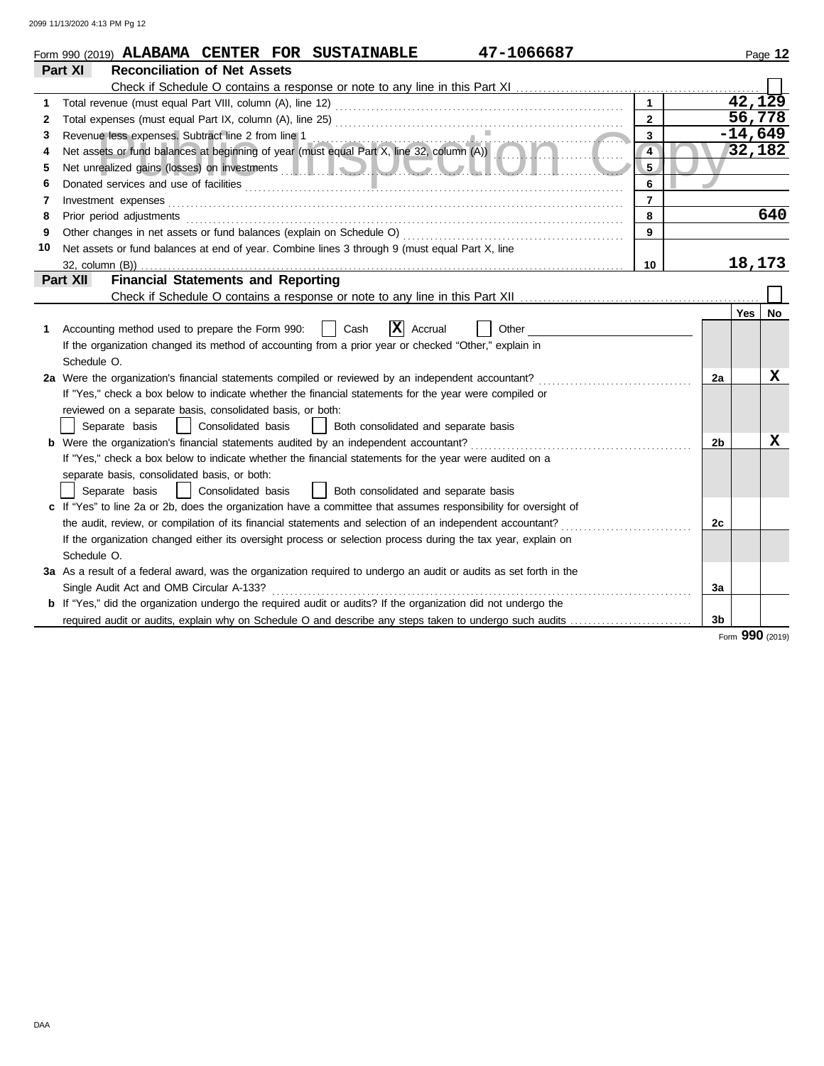Form 990 (2019) **ALABAMA CENTER FOR SUSTAINABLE** **47-1066687**

## Part XI Reconciliation of Net Assets

Check if Schedule O contains a response or note to any line in this Part XI ☐

| | | | |
|---|---|---|---|
| 1 | Total revenue (must equal Part VIII, column (A), line 12) | 1 | 42,129 |
| 2 | Total expenses (must equal Part IX, column (A), line 25) | 2 | 56,778 |
| 3 | Revenue less expenses. Subtract line 2 from line 1 | 3 | -14,649 |
| 4 | Net assets or fund balances at beginning of year (must equal Part X, line 32, column (A)) | 4 | 32,182 |
| 5 | Net unrealized gains (losses) on investments | 5 | |
| 6 | Donated services and use of facilities | 6 | |
| 7 | Investment expenses | 7 | |
| 8 | Prior period adjustments | 8 | 640 |
| 9 | Other changes in net assets or fund balances (explain on Schedule O) | 9 | |
| 10 | Net assets or fund balances at end of year. Combine lines 3 through 9 (must equal Part X, line 32, column (B)) | 10 | 18,173 |

## Part XII Financial Statements and Reporting

Check if Schedule O contains a response or note to any line in this Part XII ☐

| | | | Yes | No |
|---|---|---|---|---|
| 1 | Accounting method used to prepare the Form 990: ☐ Cash ☒ Accrual ☐ Other<br>If the organization changed its method of accounting from a prior year or checked "Other," explain in Schedule O. | | | |
| 2a | Were the organization's financial statements compiled or reviewed by an independent accountant?<br>If "Yes," check a box below to indicate whether the financial statements for the year were compiled or reviewed on a separate basis, consolidated basis, or both:<br>☐ Separate basis ☐ Consolidated basis ☐ Both consolidated and separate basis | 2a | | X |
| b | Were the organization's financial statements audited by an independent accountant?<br>If "Yes," check a box below to indicate whether the financial statements for the year were audited on a separate basis, consolidated basis, or both:<br>☐ Separate basis ☐ Consolidated basis ☐ Both consolidated and separate basis | 2b | | X |
| c | If "Yes" to line 2a or 2b, does the organization have a committee that assumes responsibility for oversight of the audit, review, or compilation of its financial statements and selection of an independent accountant?<br>If the organization changed either its oversight process or selection process during the tax year, explain on Schedule O. | 2c | | |
| 3a | As a result of a federal award, was the organization required to undergo an audit or audits as set forth in the Single Audit Act and OMB Circular A-133? | 3a | | |
| b | If "Yes," did the organization undergo the required audit or audits? If the organization did not undergo the required audit or audits, explain why on Schedule O and describe any steps taken to undergo such audits | 3b | | |

Form **990** (2019)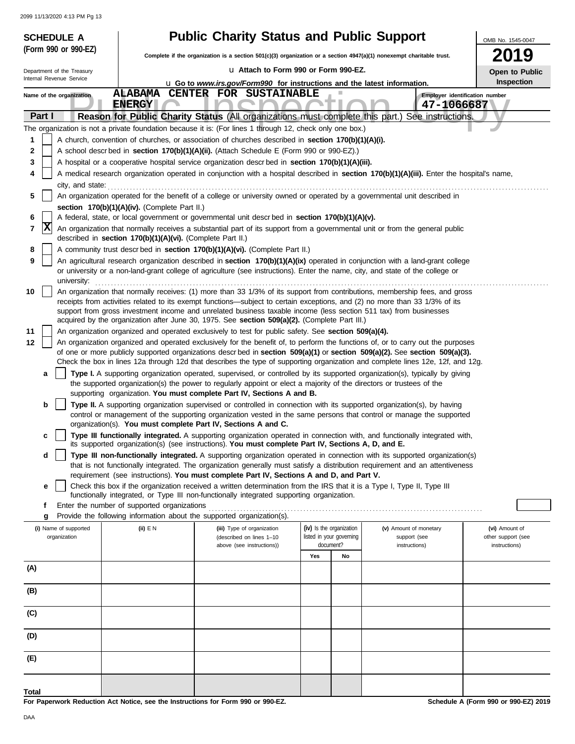**SCHEDULE A (Form 990 or 990-EZ)**

Department of the Treasury
Internal Revenue Service

# Public Charity Status and Public Support

**Complete if the organization is a section 501(c)(3) organization or a section 4947(a)(1) nonexempt charitable trust.**

u **Attach to Form 990 or Form 990-EZ.**

u **Go to *www.irs.gov/Form990* for instructions and the latest information.**

OMB No. 1545-0047

**2019**

**Open to Public Inspection**

Name of the organization: ALABAMA CENTER FOR SUSTAINABLE ENERGY

Employer identification number: 47-1066687

## Part I — Reason for Public Charity Status (All organizations must complete this part.) See instructions.

The organization is not a private foundation because it is: (For lines 1 through 12, check only one box.)

1. [ ] A church, convention of churches, or association of churches described in **section 170(b)(1)(A)(i).**
2. [ ] A school described in **section 170(b)(1)(A)(ii).** (Attach Schedule E (Form 990 or 990-EZ).)
3. [ ] A hospital or a cooperative hospital service organization described in **section 170(b)(1)(A)(iii).**
4. [ ] A medical research organization operated in conjunction with a hospital described in **section 170(b)(1)(A)(iii).** Enter the hospital's name, city, and state:
5. [ ] An organization operated for the benefit of a college or university owned or operated by a governmental unit described in **section 170(b)(1)(A)(iv).** (Complete Part II.)
6. [ ] A federal, state, or local government or governmental unit described in **section 170(b)(1)(A)(v).**
7. [X] An organization that normally receives a substantial part of its support from a governmental unit or from the general public described in **section 170(b)(1)(A)(vi).** (Complete Part II.)
8. [ ] A community trust described in **section 170(b)(1)(A)(vi).** (Complete Part II.)
9. [ ] An agricultural research organization described in **section 170(b)(1)(A)(ix)** operated in conjunction with a land-grant college or university or a non-land-grant college of agriculture (see instructions). Enter the name, city, and state of the college or university:
10. [ ] An organization that normally receives: (1) more than 33 1/3% of its support from contributions, membership fees, and gross receipts from activities related to its exempt functions—subject to certain exceptions, and (2) no more than 33 1/3% of its support from gross investment income and unrelated business taxable income (less section 511 tax) from businesses acquired by the organization after June 30, 1975. See **section 509(a)(2).** (Complete Part III.)
11. [ ] An organization organized and operated exclusively to test for public safety. See **section 509(a)(4).**
12. [ ] An organization organized and operated exclusively for the benefit of, to perform the functions of, or to carry out the purposes of one or more publicly supported organizations described in **section 509(a)(1)** or **section 509(a)(2).** See **section 509(a)(3).** Check the box in lines 12a through 12d that describes the type of supporting organization and complete lines 12e, 12f, and 12g.
   - **a** [ ] **Type I.** A supporting organization operated, supervised, or controlled by its supported organization(s), typically by giving the supported organization(s) the power to regularly appoint or elect a majority of the directors or trustees of the supporting organization. **You must complete Part IV, Sections A and B.**
   - **b** [ ] **Type II.** A supporting organization supervised or controlled in connection with its supported organization(s), by having control or management of the supporting organization vested in the same persons that control or manage the supported organization(s). **You must complete Part IV, Sections A and C.**
   - **c** [ ] **Type III functionally integrated.** A supporting organization operated in connection with, and functionally integrated with, its supported organization(s) (see instructions). **You must complete Part IV, Sections A, D, and E.**
   - **d** [ ] **Type III non-functionally integrated.** A supporting organization operated in connection with its supported organization(s) that is not functionally integrated. The organization generally must satisfy a distribution requirement and an attentiveness requirement (see instructions). **You must complete Part IV, Sections A and D, and Part V.**
   - **e** [ ] Check this box if the organization received a written determination from the IRS that it is a Type I, Type II, Type III functionally integrated, or Type III non-functionally integrated supporting organization.
   - **f** Enter the number of supported organizations
   - **g** Provide the following information about the supported organization(s).

| (i) Name of supported organization | (ii) EIN | (iii) Type of organization (described on lines 1–10 above (see instructions)) | (iv) Is the organization listed in your governing document? Yes | No | (v) Amount of monetary support (see instructions) | (vi) Amount of other support (see instructions) |
|---|---|---|---|---|---|---|
| (A) | | | | | | |
| (B) | | | | | | |
| (C) | | | | | | |
| (D) | | | | | | |
| (E) | | | | | | |
| **Total** | | | | | | |

**For Paperwork Reduction Act Notice, see the Instructions for Form 990 or 990-EZ.**

**Schedule A (Form 990 or 990-EZ) 2019**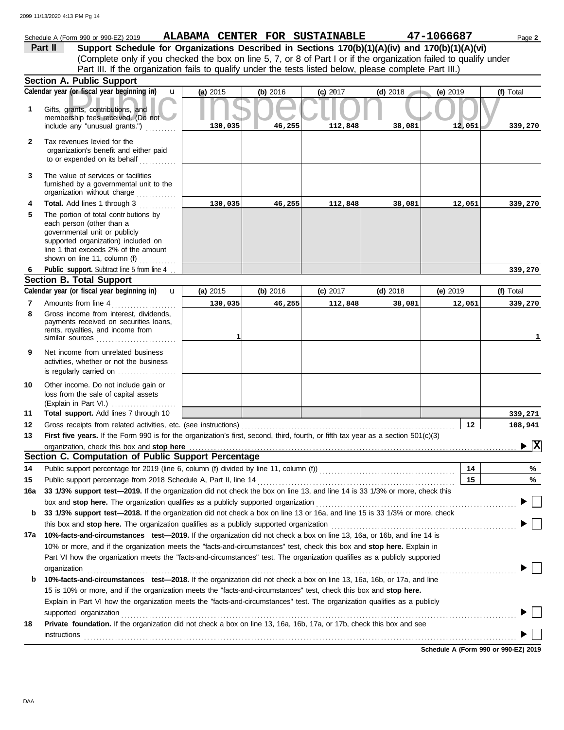Schedule A (Form 990 or 990-EZ) 2019 **ALABAMA CENTER FOR SUSTAINABLE** **47-1066687** Page **2**

## Part II Support Schedule for Organizations Described in Sections 170(b)(1)(A)(iv) and 170(b)(1)(A)(vi)

(Complete only if you checked the box on line 5, 7, or 8 of Part I or if the organization failed to qualify under Part III. If the organization fails to qualify under the tests listed below, please complete Part III.)

### Section A. Public Support

| Calendar year (or fiscal year beginning in) | (a) 2015 | (b) 2016 | (c) 2017 | (d) 2018 | (e) 2019 | (f) Total |
|---|---|---|---|---|---|---|
| **1** Gifts, grants, contributions, and membership fees received. (Do not include any "unusual grants.") | 130,035 | 46,255 | 112,848 | 38,081 | 12,051 | 339,270 |
| **2** Tax revenues levied for the organization's benefit and either paid to or expended on its behalf | | | | | | |
| **3** The value of services or facilities furnished by a governmental unit to the organization without charge | | | | | | |
| **4** **Total.** Add lines 1 through 3 | 130,035 | 46,255 | 112,848 | 38,081 | 12,051 | 339,270 |
| **5** The portion of total contributions by each person (other than a governmental unit or publicly supported organization) included on line 1 that exceeds 2% of the amount shown on line 11, column (f) | | | | | | |
| **6** **Public support.** Subtract line 5 from line 4 | | | | | | 339,270 |

### Section B. Total Support

| Calendar year (or fiscal year beginning in) | (a) 2015 | (b) 2016 | (c) 2017 | (d) 2018 | (e) 2019 | (f) Total |
|---|---|---|---|---|---|---|
| **7** Amounts from line 4 | 130,035 | 46,255 | 112,848 | 38,081 | 12,051 | 339,270 |
| **8** Gross income from interest, dividends, payments received on securities loans, rents, royalties, and income from similar sources | 1 | | | | | 1 |
| **9** Net income from unrelated business activities, whether or not the business is regularly carried on | | | | | | |
| **10** Other income. Do not include gain or loss from the sale of capital assets (Explain in Part VI.) | | | | | | |
| **11** **Total support.** Add lines 7 through 10 | | | | | | 339,271 |

**12** Gross receipts from related activities, etc. (see instructions) — **12** — 108,941

**13** **First five years.** If the Form 990 is for the organization's first, second, third, fourth, or fifth tax year as a section 501(c)(3) organization, check this box and **stop here** ▶ [X]

### Section C. Computation of Public Support Percentage

**14** Public support percentage for 2019 (line 6, column (f) divided by line 11, column (f)) — **14** — %

**15** Public support percentage from 2018 Schedule A, Part II, line 14 — **15** — %

**16a** **33 1/3% support test—2019.** If the organization did not check the box on line 13, and line 14 is 33 1/3% or more, check this box and **stop here.** The organization qualifies as a publicly supported organization ▶ [ ]

**b** **33 1/3% support test—2018.** If the organization did not check a box on line 13 or 16a, and line 15 is 33 1/3% or more, check this box and **stop here.** The organization qualifies as a publicly supported organization ▶ [ ]

**17a** **10%-facts-and-circumstances test—2019.** If the organization did not check a box on line 13, 16a, or 16b, and line 14 is 10% or more, and if the organization meets the "facts-and-circumstances" test, check this box and **stop here.** Explain in Part VI how the organization meets the "facts-and-circumstances" test. The organization qualifies as a publicly supported organization ▶ [ ]

**b** **10%-facts-and-circumstances test—2018.** If the organization did not check a box on line 13, 16a, 16b, or 17a, and line 15 is 10% or more, and if the organization meets the "facts-and-circumstances" test, check this box and **stop here.** Explain in Part VI how the organization meets the "facts-and-circumstances" test. The organization qualifies as a publicly supported organization ▶ [ ]

**18** **Private foundation.** If the organization did not check a box on line 13, 16a, 16b, 17a, or 17b, check this box and see instructions ▶ [ ]

**Schedule A (Form 990 or 990-EZ) 2019**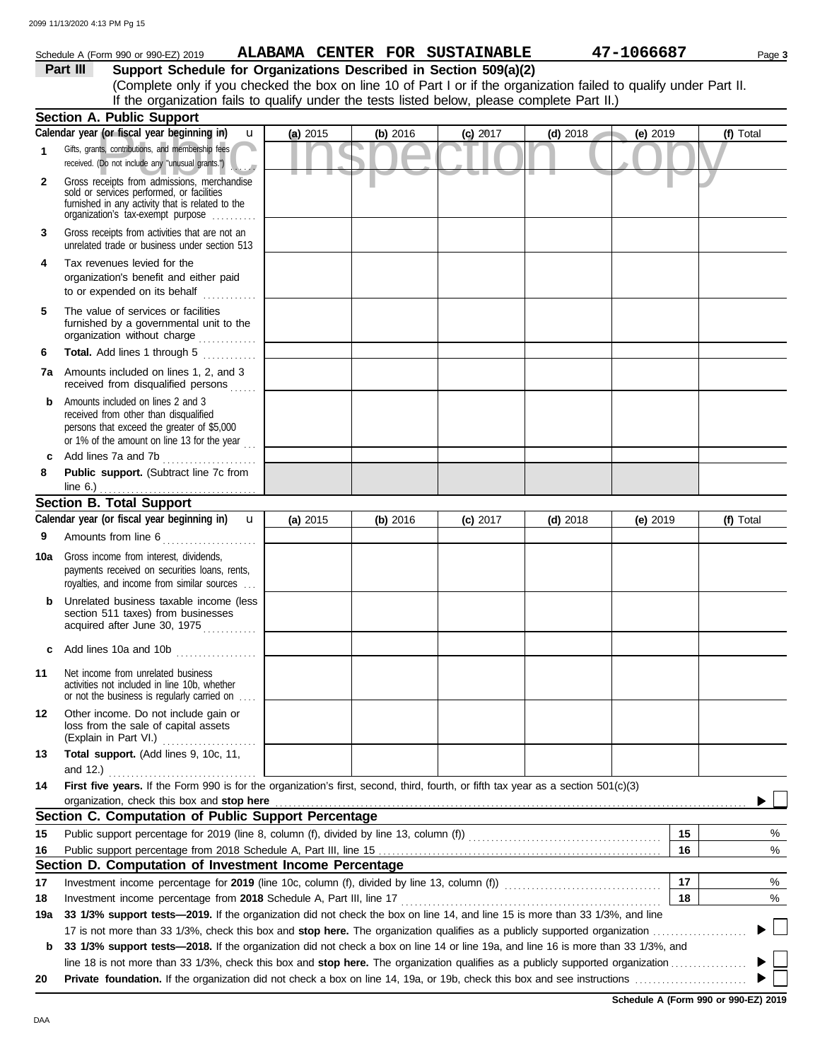Schedule A (Form 990 or 990-EZ) 2019 **ALABAMA CENTER FOR SUSTAINABLE** **47-1066687** Page **3**

**Part III** **Support Schedule for Organizations Described in Section 509(a)(2)**

(Complete only if you checked the box on line 10 of Part I or if the organization failed to qualify under Part II. If the organization fails to qualify under the tests listed below, please complete Part II.)

## Section A. Public Support

| Calendar year (or fiscal year beginning in) u | (a) 2015 | (b) 2016 | (c) 2017 | (d) 2018 | (e) 2019 | (f) Total |
|---|---|---|---|---|---|---|
| **1** Gifts, grants, contributions, and membership fees received. (Do not include any "unusual grants.") | | | | | | |
| **2** Gross receipts from admissions, merchandise sold or services performed, or facilities furnished in any activity that is related to the organization's tax-exempt purpose | | | | | | |
| **3** Gross receipts from activities that are not an unrelated trade or business under section 513 | | | | | | |
| **4** Tax revenues levied for the organization's benefit and either paid to or expended on its behalf | | | | | | |
| **5** The value of services or facilities furnished by a governmental unit to the organization without charge | | | | | | |
| **6** **Total.** Add lines 1 through 5 | | | | | | |
| **7a** Amounts included on lines 1, 2, and 3 received from disqualified persons | | | | | | |
| **b** Amounts included on lines 2 and 3 received from other than disqualified persons that exceed the greater of $5,000 or 1% of the amount on line 13 for the year | | | | | | |
| **c** Add lines 7a and 7b | | | | | | |
| **8** **Public support.** (Subtract line 7c from line 6.) | | | | | | |

## Section B. Total Support

| Calendar year (or fiscal year beginning in) u | (a) 2015 | (b) 2016 | (c) 2017 | (d) 2018 | (e) 2019 | (f) Total |
|---|---|---|---|---|---|---|
| **9** Amounts from line 6 | | | | | | |
| **10a** Gross income from interest, dividends, payments received on securities loans, rents, royalties, and income from similar sources | | | | | | |
| **b** Unrelated business taxable income (less section 511 taxes) from businesses acquired after June 30, 1975 | | | | | | |
| **c** Add lines 10a and 10b | | | | | | |
| **11** Net income from unrelated business activities not included in line 10b, whether or not the business is regularly carried on | | | | | | |
| **12** Other income. Do not include gain or loss from the sale of capital assets (Explain in Part VI.) | | | | | | |
| **13** **Total support.** (Add lines 9, 10c, 11, and 12.) | | | | | | |

**14** **First five years.** If the Form 990 is for the organization's first, second, third, fourth, or fifth tax year as a section 501(c)(3) organization, check this box and **stop here** ☐

## Section C. Computation of Public Support Percentage

| | | | |
|---|---|---|---|
| **15** | Public support percentage for 2019 (line 8, column (f), divided by line 13, column (f)) | **15** | % |
| **16** | Public support percentage from 2018 Schedule A, Part III, line 15 | **16** | % |

## Section D. Computation of Investment Income Percentage

| | | | |
|---|---|---|---|
| **17** | Investment income percentage for **2019** (line 10c, column (f), divided by line 13, column (f)) | **17** | % |
| **18** | Investment income percentage from **2018** Schedule A, Part III, line 17 | **18** | % |

**19a** **33 1/3% support tests—2019.** If the organization did not check the box on line 14, and line 15 is more than 33 1/3%, and line 17 is not more than 33 1/3%, check this box and **stop here.** The organization qualifies as a publicly supported organization ☐

**b** **33 1/3% support tests—2018.** If the organization did not check a box on line 14 or line 19a, and line 16 is more than 33 1/3%, and line 18 is not more than 33 1/3%, check this box and **stop here.** The organization qualifies as a publicly supported organization ☐

**20** **Private foundation.** If the organization did not check a box on line 14, 19a, or 19b, check this box and see instructions ☐

**Schedule A (Form 990 or 990-EZ) 2019**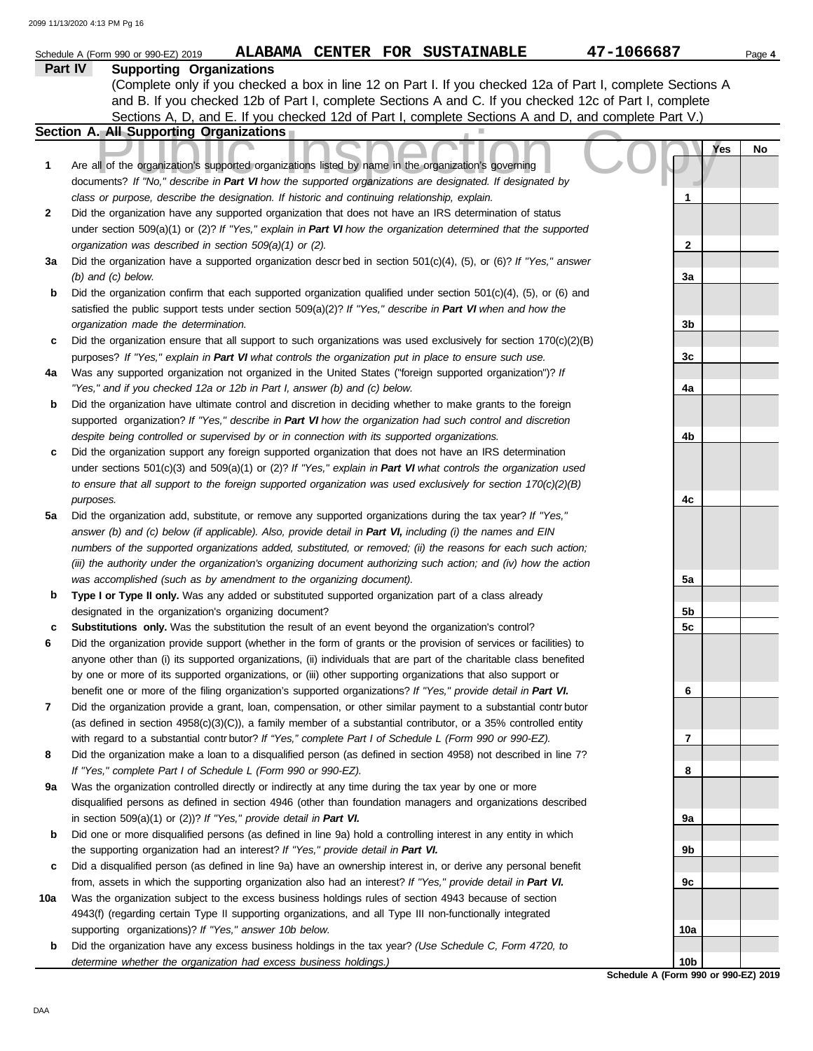Schedule A (Form 990 or 990-EZ) 2019 **ALABAMA CENTER FOR SUSTAINABLE** **47-1066687** Page **4**

## Part IV Supporting Organizations

(Complete only if you checked a box in line 12 on Part I. If you checked 12a of Part I, complete Sections A and B. If you checked 12b of Part I, complete Sections A and C. If you checked 12c of Part I, complete Sections A, D, and E. If you checked 12d of Part I, complete Sections A and D, and complete Part V.)

### Section A. All Supporting Organizations

| | | | Yes | No |
|---|---|---|---|---|
| **1** | Are all of the organization's supported organizations listed by name in the organization's governing documents? *If "No," describe in **Part VI** how the supported organizations are designated. If designated by class or purpose, describe the designation. If historic and continuing relationship, explain.* | 1 | | |
| **2** | Did the organization have any supported organization that does not have an IRS determination of status under section 509(a)(1) or (2)? *If "Yes," explain in **Part VI** how the organization determined that the supported organization was described in section 509(a)(1) or (2).* | 2 | | |
| **3a** | Did the organization have a supported organization described in section 501(c)(4), (5), or (6)? *If "Yes," answer (b) and (c) below.* | 3a | | |
| **b** | Did the organization confirm that each supported organization qualified under section 501(c)(4), (5), or (6) and satisfied the public support tests under section 509(a)(2)? *If "Yes," describe in **Part VI** when and how the organization made the determination.* | 3b | | |
| **c** | Did the organization ensure that all support to such organizations was used exclusively for section 170(c)(2)(B) purposes? *If "Yes," explain in **Part VI** what controls the organization put in place to ensure such use.* | 3c | | |
| **4a** | Was any supported organization not organized in the United States ("foreign supported organization")? *If "Yes," and if you checked 12a or 12b in Part I, answer (b) and (c) below.* | 4a | | |
| **b** | Did the organization have ultimate control and discretion in deciding whether to make grants to the foreign supported organization? *If "Yes," describe in **Part VI** how the organization had such control and discretion despite being controlled or supervised by or in connection with its supported organizations.* | 4b | | |
| **c** | Did the organization support any foreign supported organization that does not have an IRS determination under sections 501(c)(3) and 509(a)(1) or (2)? *If "Yes," explain in **Part VI** what controls the organization used to ensure that all support to the foreign supported organization was used exclusively for section 170(c)(2)(B) purposes.* | 4c | | |
| **5a** | Did the organization add, substitute, or remove any supported organizations during the tax year? *If "Yes," answer (b) and (c) below (if applicable). Also, provide detail in **Part VI,** including (i) the names and EIN numbers of the supported organizations added, substituted, or removed; (ii) the reasons for each such action; (iii) the authority under the organization's organizing document authorizing such action; and (iv) how the action was accomplished (such as by amendment to the organizing document).* | 5a | | |
| **b** | **Type I or Type II only.** Was any added or substituted supported organization part of a class already designated in the organization's organizing document? | 5b | | |
| **c** | **Substitutions only.** Was the substitution the result of an event beyond the organization's control? | 5c | | |
| **6** | Did the organization provide support (whether in the form of grants or the provision of services or facilities) to anyone other than (i) its supported organizations, (ii) individuals that are part of the charitable class benefited by one or more of its supported organizations, or (iii) other supporting organizations that also support or benefit one or more of the filing organization's supported organizations? *If "Yes," provide detail in **Part VI.*** | 6 | | |
| **7** | Did the organization provide a grant, loan, compensation, or other similar payment to a substantial contributor (as defined in section 4958(c)(3)(C)), a family member of a substantial contributor, or a 35% controlled entity with regard to a substantial contributor? *If "Yes," complete Part I of Schedule L (Form 990 or 990-EZ).* | 7 | | |
| **8** | Did the organization make a loan to a disqualified person (as defined in section 4958) not described in line 7? *If "Yes," complete Part I of Schedule L (Form 990 or 990-EZ).* | 8 | | |
| **9a** | Was the organization controlled directly or indirectly at any time during the tax year by one or more disqualified persons as defined in section 4946 (other than foundation managers and organizations described in section 509(a)(1) or (2))? *If "Yes," provide detail in **Part VI.*** | 9a | | |
| **b** | Did one or more disqualified persons (as defined in line 9a) hold a controlling interest in any entity in which the supporting organization had an interest? *If "Yes," provide detail in **Part VI.*** | 9b | | |
| **c** | Did a disqualified person (as defined in line 9a) have an ownership interest in, or derive any personal benefit from, assets in which the supporting organization also had an interest? *If "Yes," provide detail in **Part VI.*** | 9c | | |
| **10a** | Was the organization subject to the excess business holdings rules of section 4943 because of section 4943(f) (regarding certain Type II supporting organizations, and all Type III non-functionally integrated supporting organizations)? *If "Yes," answer 10b below.* | 10a | | |
| **b** | Did the organization have any excess business holdings in the tax year? *(Use Schedule C, Form 4720, to determine whether the organization had excess business holdings.)* | 10b | | |

**Schedule A (Form 990 or 990-EZ) 2019**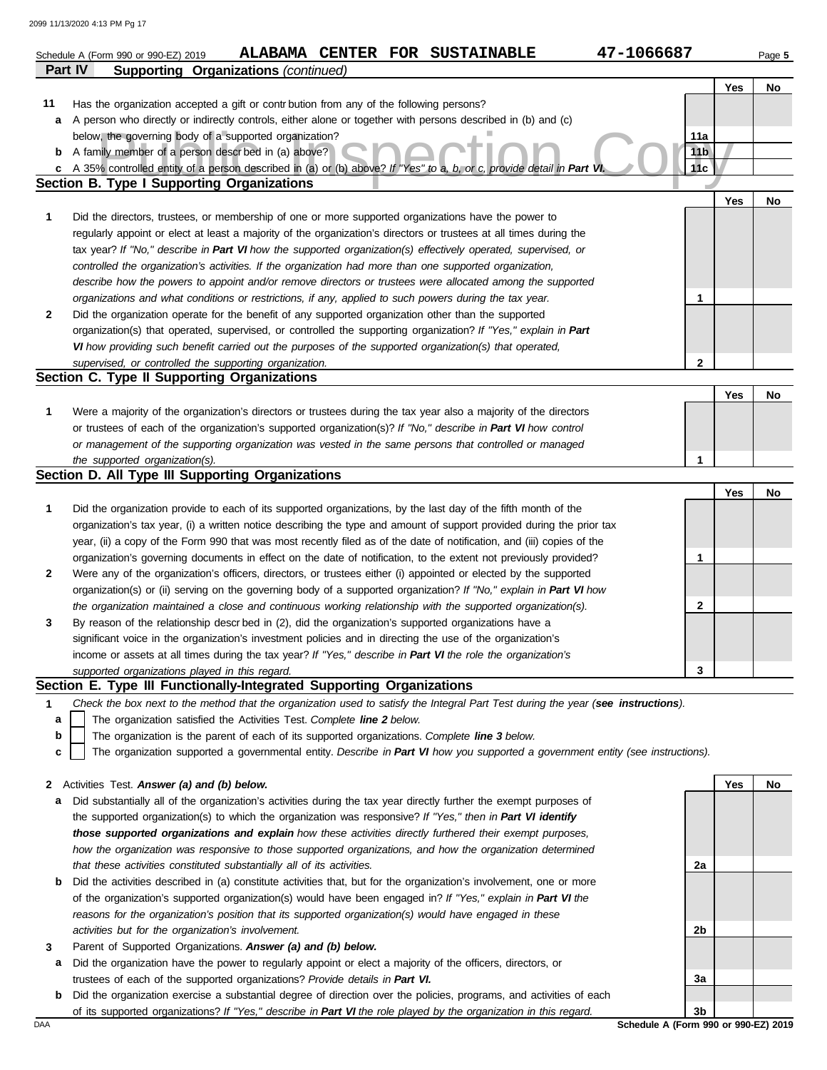Schedule A (Form 990 or 990-EZ) 2019 **ALABAMA CENTER FOR SUSTAINABLE 47-1066687** Page **5**

**Part IV Supporting Organizations** *(continued)*

| | | | Yes | No |
|---|---|---|---|---|
| **11** | Has the organization accepted a gift or contribution from any of the following persons? | | | |
| **a** | A person who directly or indirectly controls, either alone or together with persons described in (b) and (c) below, the governing body of a supported organization? | **11a** | | |
| **b** | A family member of a person described in (a) above? | **11b** | | |
| **c** | A 35% controlled entity of a person described in (a) or (b) above? *If "Yes" to a, b, or c, provide detail in* ***Part VI.*** | **11c** | | |

## Section B. Type I Supporting Organizations

| | | | Yes | No |
|---|---|---|---|---|
| **1** | Did the directors, trustees, or membership of one or more supported organizations have the power to regularly appoint or elect at least a majority of the organization's directors or trustees at all times during the tax year? *If "No," describe in* ***Part VI*** *how the supported organization(s) effectively operated, supervised, or controlled the organization's activities. If the organization had more than one supported organization, describe how the powers to appoint and/or remove directors or trustees were allocated among the supported organizations and what conditions or restrictions, if any, applied to such powers during the tax year.* | **1** | | |
| **2** | Did the organization operate for the benefit of any supported organization other than the supported organization(s) that operated, supervised, or controlled the supporting organization? *If "Yes," explain in* ***Part VI*** *how providing such benefit carried out the purposes of the supported organization(s) that operated, supervised, or controlled the supporting organization.* | **2** | | |

## Section C. Type II Supporting Organizations

| | | | Yes | No |
|---|---|---|---|---|
| **1** | Were a majority of the organization's directors or trustees during the tax year also a majority of the directors or trustees of each of the organization's supported organization(s)? *If "No," describe in* ***Part VI*** *how control or management of the supporting organization was vested in the same persons that controlled or managed the supported organization(s).* | **1** | | |

## Section D. All Type III Supporting Organizations

| | | | Yes | No |
|---|---|---|---|---|
| **1** | Did the organization provide to each of its supported organizations, by the last day of the fifth month of the organization's tax year, (i) a written notice describing the type and amount of support provided during the prior tax year, (ii) a copy of the Form 990 that was most recently filed as of the date of notification, and (iii) copies of the organization's governing documents in effect on the date of notification, to the extent not previously provided? | **1** | | |
| **2** | Were any of the organization's officers, directors, or trustees either (i) appointed or elected by the supported organization(s) or (ii) serving on the governing body of a supported organization? *If "No," explain in* ***Part VI*** *how the organization maintained a close and continuous working relationship with the supported organization(s).* | **2** | | |
| **3** | By reason of the relationship described in (2), did the organization's supported organizations have a significant voice in the organization's investment policies and in directing the use of the organization's income or assets at all times during the tax year? *If "Yes," describe in* ***Part VI*** *the role the organization's supported organizations played in this regard.* | **3** | | |

## Section E. Type III Functionally-Integrated Supporting Organizations

**1** *Check the box next to the method that the organization used to satisfy the Integral Part Test during the year (****see instructions****).*

- **a** ☐ The organization satisfied the Activities Test. *Complete* ***line 2*** *below.*
- **b** ☐ The organization is the parent of each of its supported organizations. *Complete* ***line 3*** *below.*
- **c** ☐ The organization supported a governmental entity. *Describe in* ***Part VI*** *how you supported a government entity (see instructions).*

| | | | Yes | No |
|---|---|---|---|---|
| **2** | Activities Test. ***Answer (a) and (b) below.*** | | | |
| **a** | Did substantially all of the organization's activities during the tax year directly further the exempt purposes of the supported organization(s) to which the organization was responsive? *If "Yes," then in* ***Part VI identify those supported organizations and explain*** *how these activities directly furthered their exempt purposes, how the organization was responsive to those supported organizations, and how the organization determined that these activities constituted substantially all of its activities.* | **2a** | | |
| **b** | Did the activities described in (a) constitute activities that, but for the organization's involvement, one or more of the organization's supported organization(s) would have been engaged in? *If "Yes," explain in* ***Part VI*** *the reasons for the organization's position that its supported organization(s) would have engaged in these activities but for the organization's involvement.* | **2b** | | |
| **3** | Parent of Supported Organizations. ***Answer (a) and (b) below.*** | | | |
| **a** | Did the organization have the power to regularly appoint or elect a majority of the officers, directors, or trustees of each of the supported organizations? *Provide details in* ***Part VI.*** | **3a** | | |
| **b** | Did the organization exercise a substantial degree of direction over the policies, programs, and activities of each of its supported organizations? *If "Yes," describe in* ***Part VI*** *the role played by the organization in this regard.* | **3b** | | |

**Schedule A (Form 990 or 990-EZ) 2019**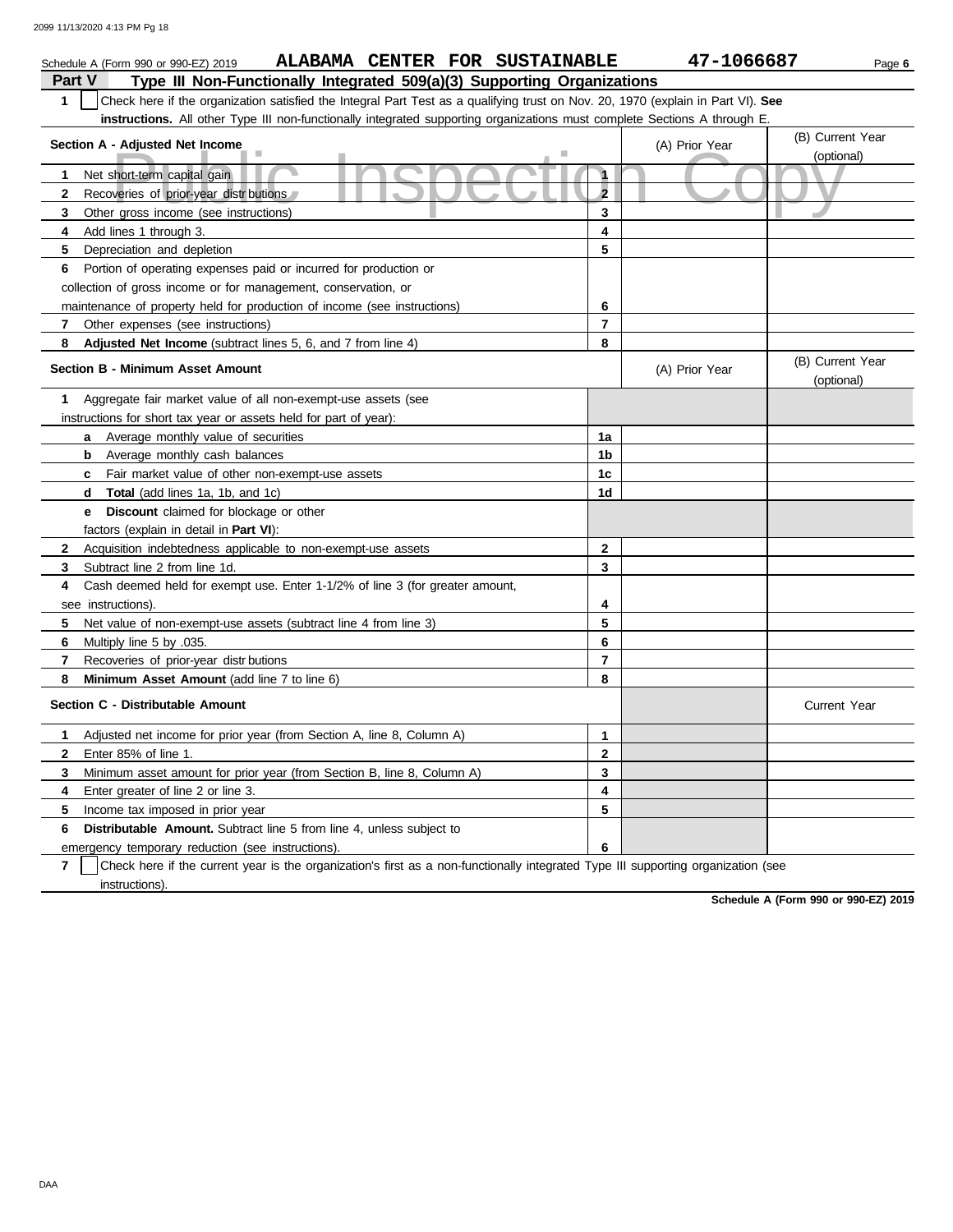Schedule A (Form 990 or 990-EZ) 2019 ALABAMA CENTER FOR SUSTAINABLE 47-1066687 Page 6

## Part V Type III Non-Functionally Integrated 509(a)(3) Supporting Organizations

**1** ☐ Check here if the organization satisfied the Integral Part Test as a qualifying trust on Nov. 20, 1970 (explain in Part VI). **See instructions.** All other Type III non-functionally integrated supporting organizations must complete Sections A through E.

| **Section A - Adjusted Net Income** | | (A) Prior Year | (B) Current Year (optional) |
|---|---|---|---|
| **1** Net short-term capital gain | 1 | | |
| **2** Recoveries of prior-year distributions | 2 | | |
| **3** Other gross income (see instructions) | 3 | | |
| **4** Add lines 1 through 3. | 4 | | |
| **5** Depreciation and depletion | 5 | | |
| **6** Portion of operating expenses paid or incurred for production or collection of gross income or for management, conservation, or maintenance of property held for production of income (see instructions) | 6 | | |
| **7** Other expenses (see instructions) | 7 | | |
| **8** **Adjusted Net Income** (subtract lines 5, 6, and 7 from line 4) | 8 | | |

| **Section B - Minimum Asset Amount** | | (A) Prior Year | (B) Current Year (optional) |
|---|---|---|---|
| **1** Aggregate fair market value of all non-exempt-use assets (see instructions for short tax year or assets held for part of year): | | | |
| **a** Average monthly value of securities | 1a | | |
| **b** Average monthly cash balances | 1b | | |
| **c** Fair market value of other non-exempt-use assets | 1c | | |
| **d** **Total** (add lines 1a, 1b, and 1c) | 1d | | |
| **e** **Discount** claimed for blockage or other factors (explain in detail in **Part VI**): | | | |
| **2** Acquisition indebtedness applicable to non-exempt-use assets | 2 | | |
| **3** Subtract line 2 from line 1d. | 3 | | |
| **4** Cash deemed held for exempt use. Enter 1-1/2% of line 3 (for greater amount, see instructions). | 4 | | |
| **5** Net value of non-exempt-use assets (subtract line 4 from line 3) | 5 | | |
| **6** Multiply line 5 by .035. | 6 | | |
| **7** Recoveries of prior-year distributions | 7 | | |
| **8** **Minimum Asset Amount** (add line 7 to line 6) | 8 | | |

| **Section C - Distributable Amount** | | | Current Year |
|---|---|---|---|
| **1** Adjusted net income for prior year (from Section A, line 8, Column A) | 1 | | |
| **2** Enter 85% of line 1. | 2 | | |
| **3** Minimum asset amount for prior year (from Section B, line 8, Column A) | 3 | | |
| **4** Enter greater of line 2 or line 3. | 4 | | |
| **5** Income tax imposed in prior year | 5 | | |
| **6** **Distributable Amount.** Subtract line 5 from line 4, unless subject to emergency temporary reduction (see instructions). | 6 | | |

**7** ☐ Check here if the current year is the organization's first as a non-functionally integrated Type III supporting organization (see instructions).

**Schedule A (Form 990 or 990-EZ) 2019**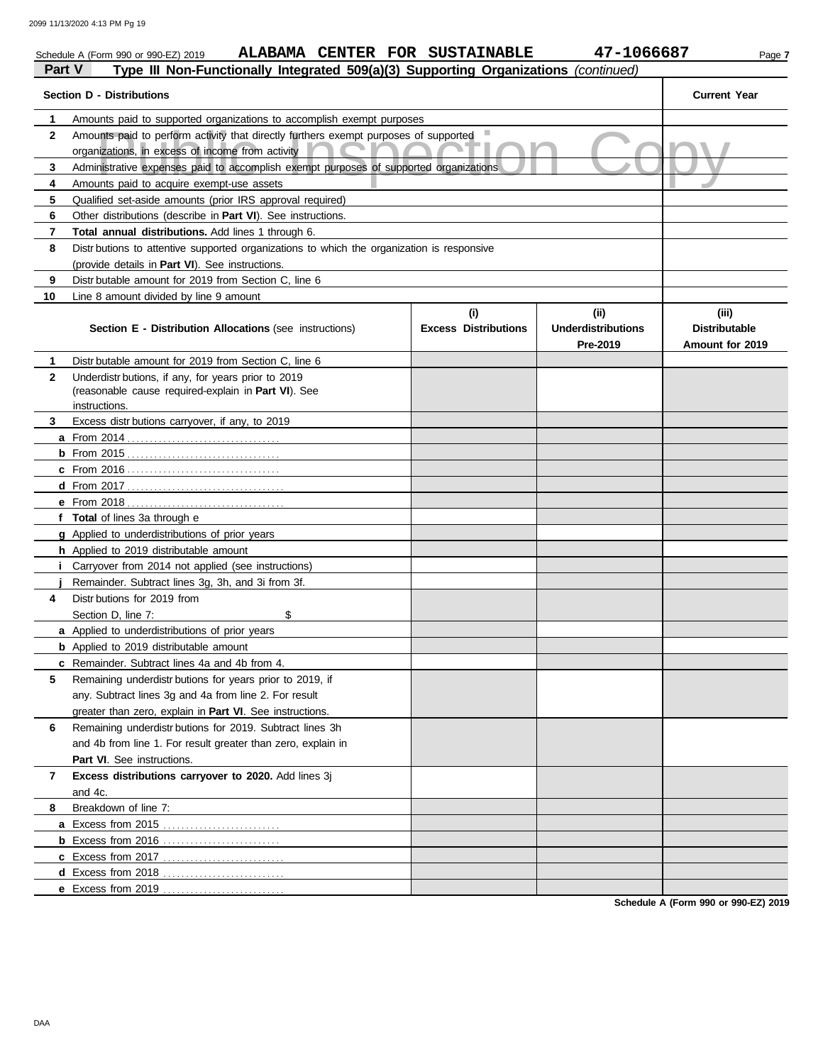Schedule A (Form 990 or 990-EZ) 2019 **ALABAMA CENTER FOR SUSTAINABLE** **47-1066687** Page **7**

**Part V** **Type III Non-Functionally Integrated 509(a)(3) Supporting Organizations** *(continued)*

| | **Section D - Distributions** | **Current Year** |
|---|---|---|
| **1** | Amounts paid to supported organizations to accomplish exempt purposes | |
| **2** | Amounts paid to perform activity that directly furthers exempt purposes of supported organizations, in excess of income from activity | |
| **3** | Administrative expenses paid to accomplish exempt purposes of supported organizations | |
| **4** | Amounts paid to acquire exempt-use assets | |
| **5** | Qualified set-aside amounts (prior IRS approval required) | |
| **6** | Other distributions (describe in **Part VI**). See instructions. | |
| **7** | **Total annual distributions.** Add lines 1 through 6. | |
| **8** | Distributions to attentive supported organizations to which the organization is responsive (provide details in **Part VI**). See instructions. | |
| **9** | Distributable amount for 2019 from Section C, line 6 | |
| **10** | Line 8 amount divided by line 9 amount | |

| | **Section E - Distribution Allocations** (see instructions) | **(i) Excess Distributions** | **(ii) Underdistributions Pre-2019** | **(iii) Distributable Amount for 2019** |
|---|---|---|---|---|
| **1** | Distributable amount for 2019 from Section C, line 6 | | | |
| **2** | Underdistributions, if any, for years prior to 2019 (reasonable cause required-explain in **Part VI**). See instructions. | | | |
| **3** | Excess distributions carryover, if any, to 2019 | | | |
| **a** | From 2014 | | | |
| **b** | From 2015 | | | |
| **c** | From 2016 | | | |
| **d** | From 2017 | | | |
| **e** | From 2018 | | | |
| **f** | **Total** of lines 3a through e | | | |
| **g** | Applied to underdistributions of prior years | | | |
| **h** | Applied to 2019 distributable amount | | | |
| **i** | Carryover from 2014 not applied (see instructions) | | | |
| **j** | Remainder. Subtract lines 3g, 3h, and 3i from 3f. | | | |
| **4** | Distributions for 2019 from Section D, line 7: $ | | | |
| **a** | Applied to underdistributions of prior years | | | |
| **b** | Applied to 2019 distributable amount | | | |
| **c** | Remainder. Subtract lines 4a and 4b from 4. | | | |
| **5** | Remaining underdistributions for years prior to 2019, if any. Subtract lines 3g and 4a from line 2. For result greater than zero, explain in **Part VI**. See instructions. | | | |
| **6** | Remaining underdistributions for 2019. Subtract lines 3h and 4b from line 1. For result greater than zero, explain in **Part VI**. See instructions. | | | |
| **7** | **Excess distributions carryover to 2020.** Add lines 3j and 4c. | | | |
| **8** | Breakdown of line 7: | | | |
| **a** | Excess from 2015 | | | |
| **b** | Excess from 2016 | | | |
| **c** | Excess from 2017 | | | |
| **d** | Excess from 2018 | | | |
| **e** | Excess from 2019 | | | |

**Schedule A (Form 990 or 990-EZ) 2019**

DAA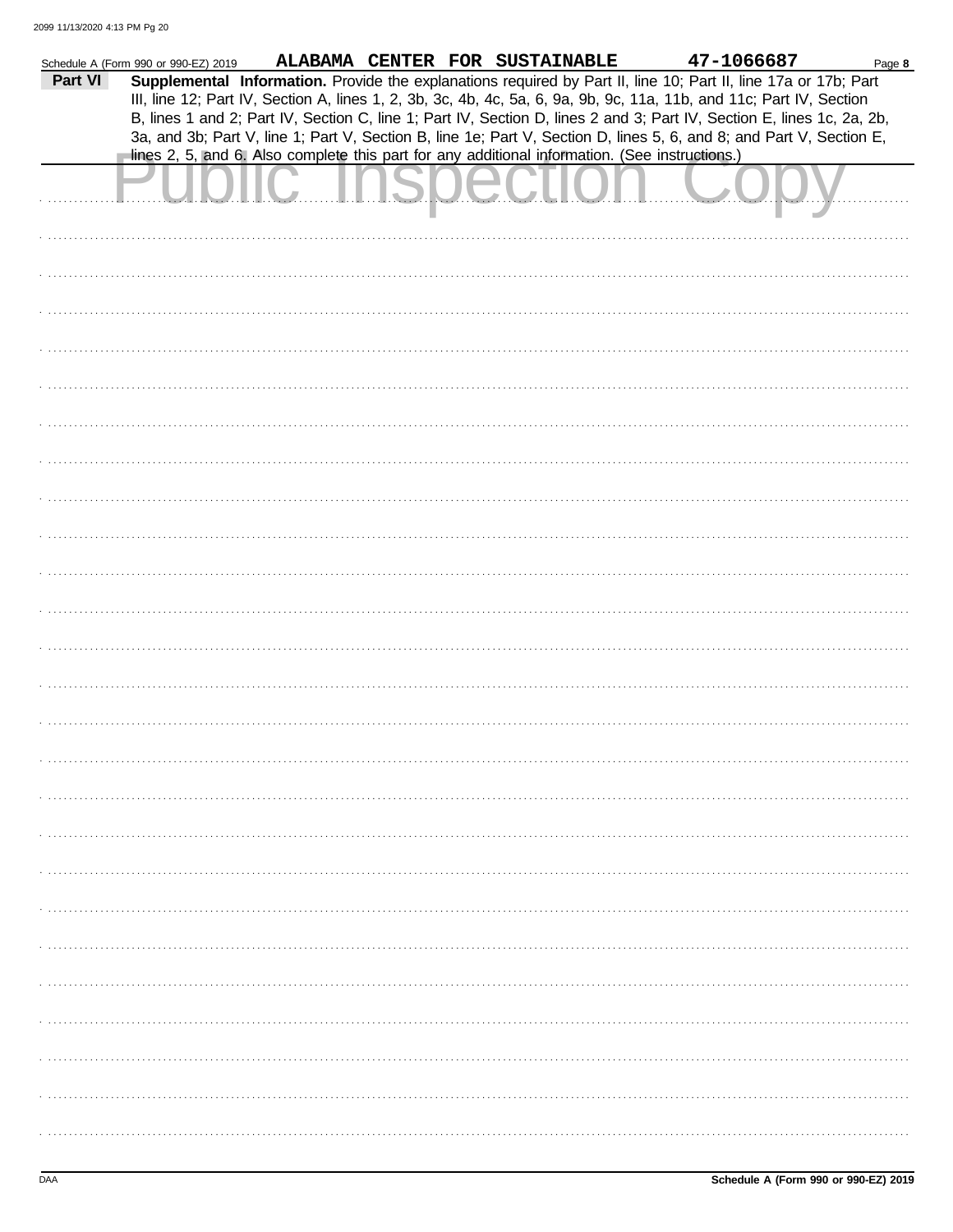Schedule A (Form 990 or 990-EZ) 2019 ALABAMA CENTER FOR SUSTAINABLE 47-1066687 Page **8**

**Part VI** **Supplemental Information.** Provide the explanations required by Part II, line 10; Part II, line 17a or 17b; Part III, line 12; Part IV, Section A, lines 1, 2, 3b, 3c, 4b, 4c, 5a, 6, 9a, 9b, 9c, 11a, 11b, and 11c; Part IV, Section B, lines 1 and 2; Part IV, Section C, line 1; Part IV, Section D, lines 2 and 3; Part IV, Section E, lines 1c, 2a, 2b, 3a, and 3b; Part V, line 1; Part V, Section B, line 1e; Part V, Section D, lines 5, 6, and 8; and Part V, Section E, lines 2, 5, and 6. Also complete this part for any additional information. (See instructions.)

Public Inspection Copy

DAA **Schedule A (Form 990 or 990-EZ) 2019**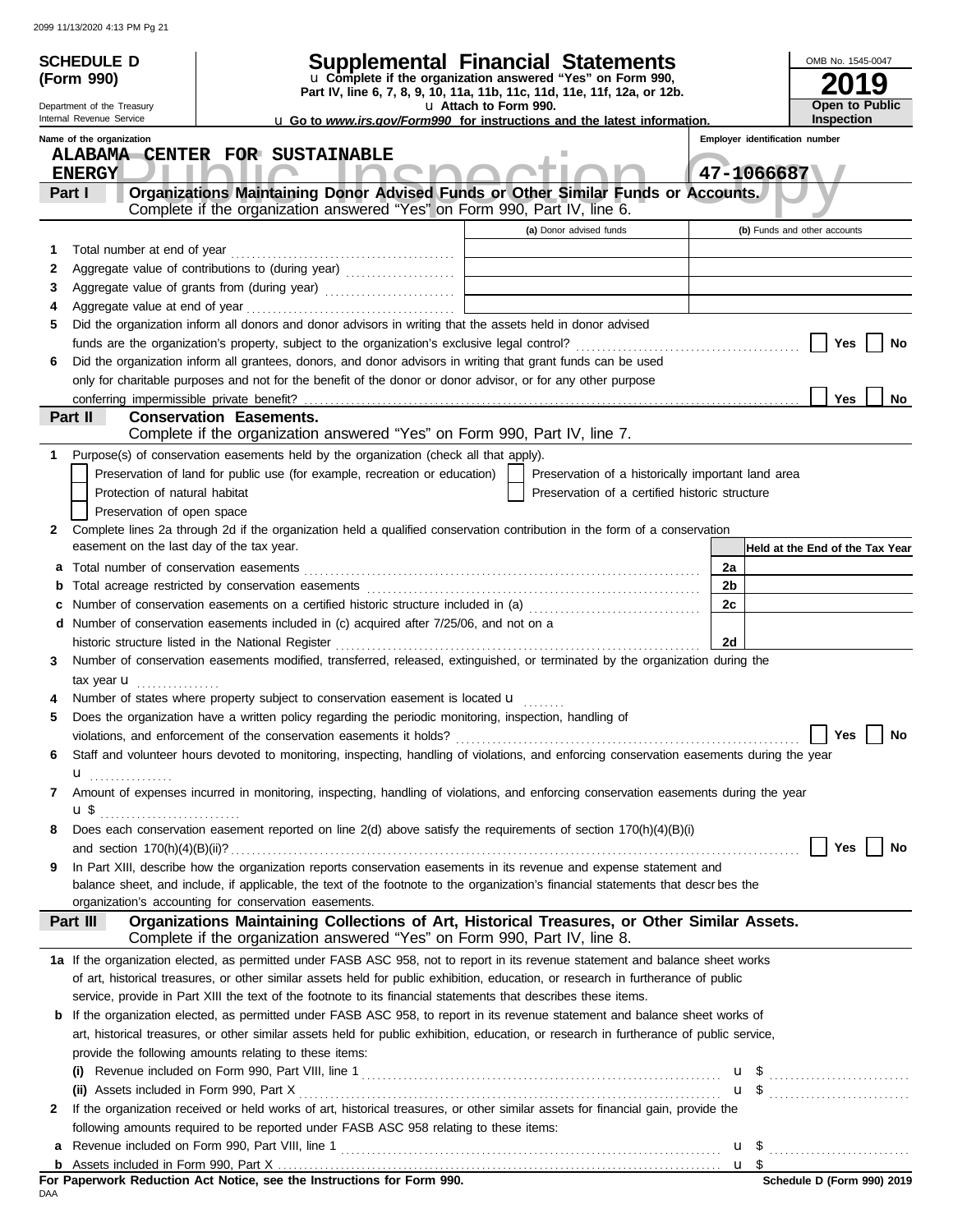**SCHEDULE D (Form 990)**

Department of the Treasury
Internal Revenue Service

# Supplemental Financial Statements

u Complete if the organization answered "Yes" on Form 990, Part IV, line 6, 7, 8, 9, 10, 11a, 11b, 11c, 11d, 11e, 11f, 12a, or 12b.
u Attach to Form 990.
u Go to *www.irs.gov/Form990* for instructions and the latest information.

OMB No. 1545-0047
**2019**
**Open to Public Inspection**

Name of the organization: ALABAMA CENTER FOR SUSTAINABLE ENERGY

Employer identification number: 47-1066687

**Part I — Organizations Maintaining Donor Advised Funds or Other Similar Funds or Accounts.** Complete if the organization answered "Yes" on Form 990, Part IV, line 6.

| | | (a) Donor advised funds | (b) Funds and other accounts |
|---|---|---|---|
| 1 | Total number at end of year | | |
| 2 | Aggregate value of contributions to (during year) | | |
| 3 | Aggregate value of grants from (during year) | | |
| 4 | Aggregate value at end of year | | |

5 Did the organization inform all donors and donor advisors in writing that the assets held in donor advised funds are the organization's property, subject to the organization's exclusive legal control? ☐ Yes ☐ No

6 Did the organization inform all grantees, donors, and donor advisors in writing that grant funds can be used only for charitable purposes and not for the benefit of the donor or donor advisor, or for any other purpose conferring impermissible private benefit? ☐ Yes ☐ No

**Part II — Conservation Easements.** Complete if the organization answered "Yes" on Form 990, Part IV, line 7.

1 Purpose(s) of conservation easements held by the organization (check all that apply).
- ☐ Preservation of land for public use (for example, recreation or education)
- ☐ Preservation of a historically important land area
- ☐ Protection of natural habitat
- ☐ Preservation of a certified historic structure
- ☐ Preservation of open space

2 Complete lines 2a through 2d if the organization held a qualified conservation contribution in the form of a conservation easement on the last day of the tax year.

| | | | Held at the End of the Tax Year |
|---|---|---|---|
| a | Total number of conservation easements | 2a | |
| b | Total acreage restricted by conservation easements | 2b | |
| c | Number of conservation easements on a certified historic structure included in (a) | 2c | |
| d | Number of conservation easements included in (c) acquired after 7/25/06, and not on a historic structure listed in the National Register | 2d | |

3 Number of conservation easements modified, transferred, released, extinguished, or terminated by the organization during the tax year u

4 Number of states where property subject to conservation easement is located u

5 Does the organization have a written policy regarding the periodic monitoring, inspection, handling of violations, and enforcement of the conservation easements it holds? ☐ Yes ☐ No

6 Staff and volunteer hours devoted to monitoring, inspecting, handling of violations, and enforcing conservation easements during the year u

7 Amount of expenses incurred in monitoring, inspecting, handling of violations, and enforcing conservation easements during the year u $

8 Does each conservation easement reported on line 2(d) above satisfy the requirements of section 170(h)(4)(B)(i) and section 170(h)(4)(B)(ii)? ☐ Yes ☐ No

9 In Part XIII, describe how the organization reports conservation easements in its revenue and expense statement and balance sheet, and include, if applicable, the text of the footnote to the organization's financial statements that describes the organization's accounting for conservation easements.

**Part III — Organizations Maintaining Collections of Art, Historical Treasures, or Other Similar Assets.** Complete if the organization answered "Yes" on Form 990, Part IV, line 8.

1a If the organization elected, as permitted under FASB ASC 958, not to report in its revenue statement and balance sheet works of art, historical treasures, or other similar assets held for public exhibition, education, or research in furtherance of public service, provide in Part XIII the text of the footnote to its financial statements that describes these items.

b If the organization elected, as permitted under FASB ASC 958, to report in its revenue statement and balance sheet works of art, historical treasures, or other similar assets held for public exhibition, education, or research in furtherance of public service, provide the following amounts relating to these items:

(i) Revenue included on Form 990, Part VIII, line 1 u $

(ii) Assets included in Form 990, Part X u $

2 If the organization received or held works of art, historical treasures, or other similar assets for financial gain, provide the following amounts required to be reported under FASB ASC 958 relating to these items:

a Revenue included on Form 990, Part VIII, line 1 u $

b Assets included in Form 990, Part X u $

**For Paperwork Reduction Act Notice, see the Instructions for Form 990.**

DAA

Schedule D (Form 990) 2019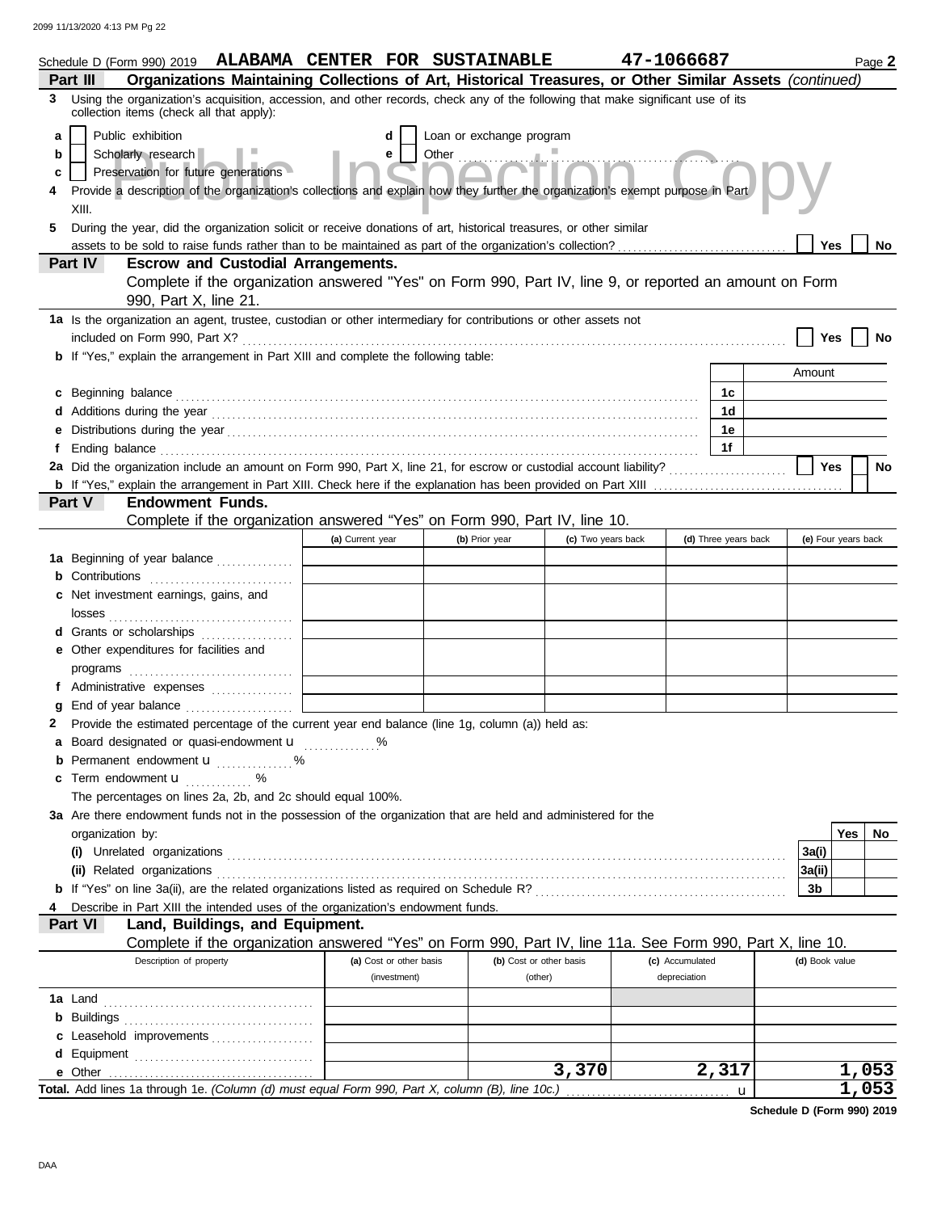Schedule D (Form 990) 2019 **ALABAMA CENTER FOR SUSTAINABLE 47-1066687** Page **2**

**Part III Organizations Maintaining Collections of Art, Historical Treasures, or Other Similar Assets** *(continued)*

**3** Using the organization's acquisition, accession, and other records, check any of the following that make significant use of its collection items (check all that apply):

- **a** ☐ Public exhibition
- **b** ☐ Scholarly research
- **c** ☐ Preservation for future generations
- **d** ☐ Loan or exchange program
- **e** ☐ Other

**4** Provide a description of the organization's collections and explain how they further the organization's exempt purpose in Part XIII.

**5** During the year, did the organization solicit or receive donations of art, historical treasures, or other similar assets to be sold to raise funds rather than to be maintained as part of the organization's collection? ☐ Yes ☐ No

**Part IV Escrow and Custodial Arrangements.**
Complete if the organization answered "Yes" on Form 990, Part IV, line 9, or reported an amount on Form 990, Part X, line 21.

**1a** Is the organization an agent, trustee, custodian or other intermediary for contributions or other assets not included on Form 990, Part X? ☐ Yes ☐ No

**b** If "Yes," explain the arrangement in Part XIII and complete the following table:

| | | Amount |
|---|---|---|
| **c** Beginning balance | 1c | |
| **d** Additions during the year | 1d | |
| **e** Distributions during the year | 1e | |
| **f** Ending balance | 1f | |

**2a** Did the organization include an amount on Form 990, Part X, line 21, for escrow or custodial account liability? ☐ Yes ☐ No

**b** If "Yes," explain the arrangement in Part XIII. Check here if the explanation has been provided on Part XIII ☐

**Part V Endowment Funds.**
Complete if the organization answered "Yes" on Form 990, Part IV, line 10.

| | (a) Current year | (b) Prior year | (c) Two years back | (d) Three years back | (e) Four years back |
|---|---|---|---|---|---|
| **1a** Beginning of year balance | | | | | |
| **b** Contributions | | | | | |
| **c** Net investment earnings, gains, and losses | | | | | |
| **d** Grants or scholarships | | | | | |
| **e** Other expenditures for facilities and programs | | | | | |
| **f** Administrative expenses | | | | | |
| **g** End of year balance | | | | | |

**2** Provide the estimated percentage of the current year end balance (line 1g, column (a)) held as:

- **a** Board designated or quasi-endowment u ............%
- **b** Permanent endowment u ............%
- **c** Term endowment u ............%

The percentages on lines 2a, 2b, and 2c should equal 100%.

**3a** Are there endowment funds not in the possession of the organization that are held and administered for the organization by:

| | | Yes | No |
|---|---|---|---|
| **(i)** Unrelated organizations | 3a(i) | | |
| **(ii)** Related organizations | 3a(ii) | | |
| **b** If "Yes" on line 3a(ii), are the related organizations listed as required on Schedule R? | 3b | | |

**4** Describe in Part XIII the intended uses of the organization's endowment funds.

**Part VI Land, Buildings, and Equipment.**
Complete if the organization answered "Yes" on Form 990, Part IV, line 11a. See Form 990, Part X, line 10.

| Description of property | (a) Cost or other basis (investment) | (b) Cost or other basis (other) | (c) Accumulated depreciation | (d) Book value |
|---|---|---|---|---|
| **1a** Land | | | | |
| **b** Buildings | | | | |
| **c** Leasehold improvements | | | | |
| **d** Equipment | | | | |
| **e** Other | | 3,370 | 2,317 | 1,053 |

**Total.** Add lines 1a through 1e. *(Column (d) must equal Form 990, Part X, column (B), line 10c.)* u **1,053**

**Schedule D (Form 990) 2019**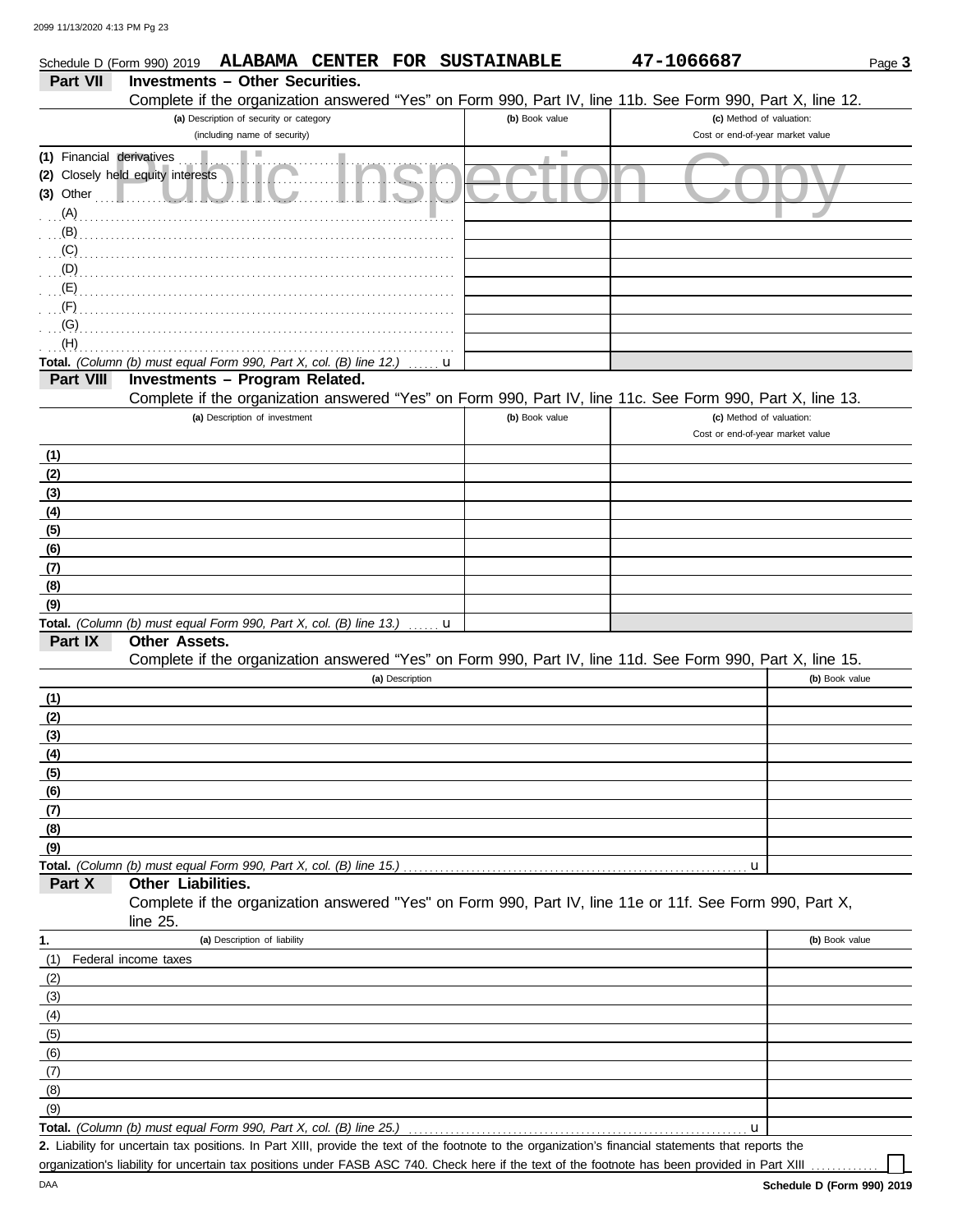Schedule D (Form 990) 2019 **ALABAMA CENTER FOR SUSTAINABLE** **47-1066687** Page **3**

## Part VII Investments – Other Securities.

Complete if the organization answered "Yes" on Form 990, Part IV, line 11b. See Form 990, Part X, line 12.

| (a) Description of security or category (including name of security) | (b) Book value | (c) Method of valuation: Cost or end-of-year market value |
|---|---|---|
| (1) Financial derivatives | | |
| (2) Closely held equity interests | | |
| (3) Other | | |
| (A) | | |
| (B) | | |
| (C) | | |
| (D) | | |
| (E) | | |
| (F) | | |
| (G) | | |
| (H) | | |
| **Total.** *(Column (b) must equal Form 990, Part X, col. (B) line 12.)* u | | |

## Part VIII Investments – Program Related.

Complete if the organization answered "Yes" on Form 990, Part IV, line 11c. See Form 990, Part X, line 13.

| (a) Description of investment | (b) Book value | (c) Method of valuation: Cost or end-of-year market value |
|---|---|---|
| (1) | | |
| (2) | | |
| (3) | | |
| (4) | | |
| (5) | | |
| (6) | | |
| (7) | | |
| (8) | | |
| (9) | | |
| **Total.** *(Column (b) must equal Form 990, Part X, col. (B) line 13.)* u | | |

## Part IX Other Assets.

Complete if the organization answered "Yes" on Form 990, Part IV, line 11d. See Form 990, Part X, line 15.

| (a) Description | (b) Book value |
|---|---|
| (1) | |
| (2) | |
| (3) | |
| (4) | |
| (5) | |
| (6) | |
| (7) | |
| (8) | |
| (9) | |
| **Total.** *(Column (b) must equal Form 990, Part X, col. (B) line 15.)* u | |

## Part X Other Liabilities.

Complete if the organization answered "Yes" on Form 990, Part IV, line 11e or 11f. See Form 990, Part X, line 25.

| 1. (a) Description of liability | (b) Book value |
|---|---|
| (1) Federal income taxes | |
| (2) | |
| (3) | |
| (4) | |
| (5) | |
| (6) | |
| (7) | |
| (8) | |
| (9) | |
| **Total.** *(Column (b) must equal Form 990, Part X, col. (B) line 25.)* u | |

**2.** Liability for uncertain tax positions. In Part XIII, provide the text of the footnote to the organization's financial statements that reports the organization's liability for uncertain tax positions under FASB ASC 740. Check here if the text of the footnote has been provided in Part XIII ☐

**Schedule D (Form 990) 2019**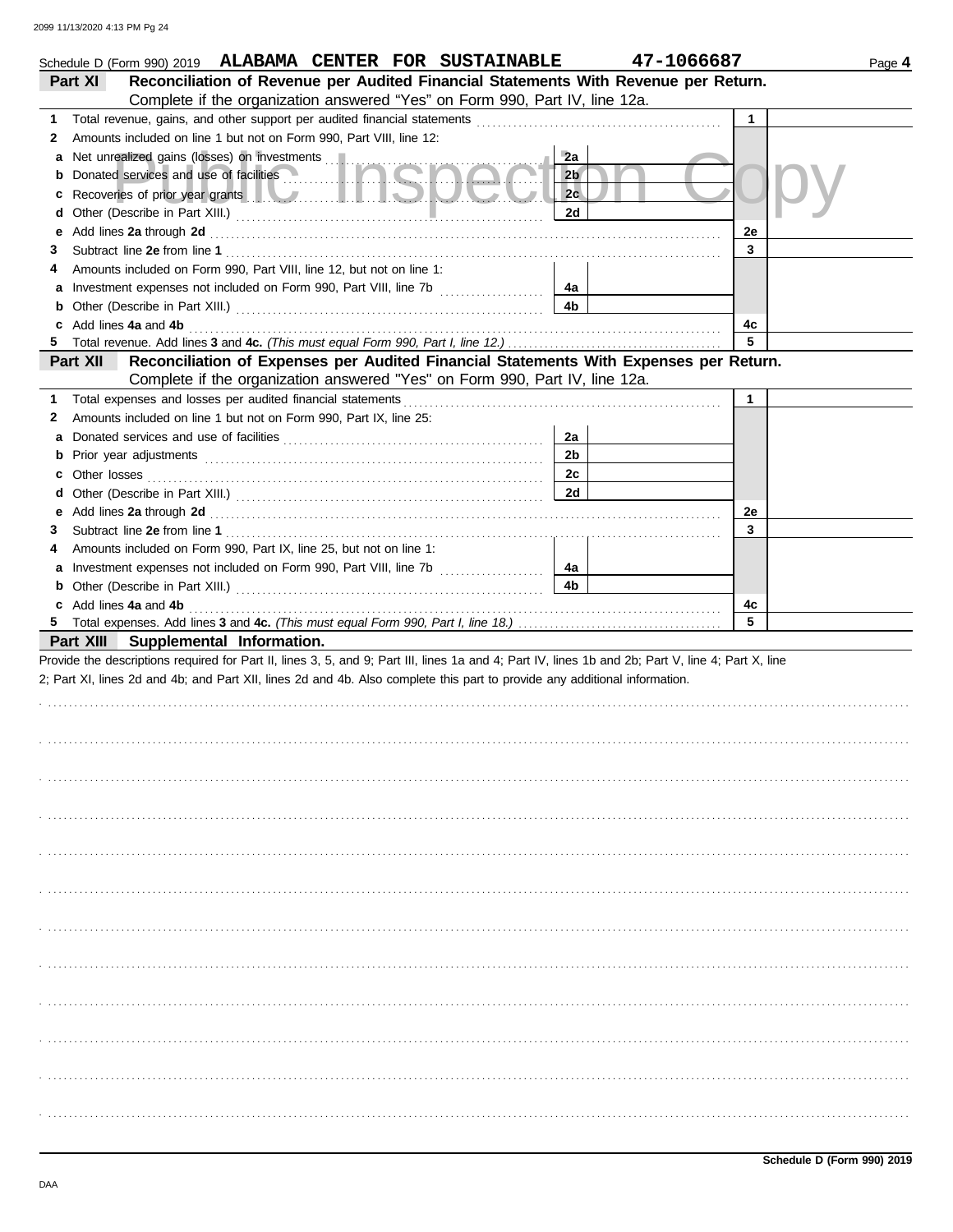Schedule D (Form 990) 2019 ALABAMA CENTER FOR SUSTAINABLE 47-1066687 Page 4

**Part XI Reconciliation of Revenue per Audited Financial Statements With Revenue per Return.**
Complete if the organization answered "Yes" on Form 990, Part IV, line 12a.

| | | | | | |
|---|---|---|---|---|---|
| 1 | Total revenue, gains, and other support per audited financial statements | | | 1 | |
| 2 | Amounts included on line 1 but not on Form 990, Part VIII, line 12: | | | | |
| a | Net unrealized gains (losses) on investments | 2a | | | |
| b | Donated services and use of facilities | 2b | | | |
| c | Recoveries of prior year grants | 2c | | | |
| d | Other (Describe in Part XIII.) | 2d | | | |
| e | Add lines **2a** through **2d** | | | 2e | |
| 3 | Subtract line **2e** from line **1** | | | 3 | |
| 4 | Amounts included on Form 990, Part VIII, line 12, but not on line 1: | | | | |
| a | Investment expenses not included on Form 990, Part VIII, line 7b | 4a | | | |
| b | Other (Describe in Part XIII.) | 4b | | | |
| c | Add lines **4a** and **4b** | | | 4c | |
| 5 | Total revenue. Add lines **3** and **4c.** *(This must equal Form 990, Part I, line 12.)* | | | 5 | |

**Part XII Reconciliation of Expenses per Audited Financial Statements With Expenses per Return.**
Complete if the organization answered "Yes" on Form 990, Part IV, line 12a.

| | | | | | |
|---|---|---|---|---|---|
| 1 | Total expenses and losses per audited financial statements | | | 1 | |
| 2 | Amounts included on line 1 but not on Form 990, Part IX, line 25: | | | | |
| a | Donated services and use of facilities | 2a | | | |
| b | Prior year adjustments | 2b | | | |
| c | Other losses | 2c | | | |
| d | Other (Describe in Part XIII.) | 2d | | | |
| e | Add lines **2a** through **2d** | | | 2e | |
| 3 | Subtract line **2e** from line **1** | | | 3 | |
| 4 | Amounts included on Form 990, Part IX, line 25, but not on line 1: | | | | |
| a | Investment expenses not included on Form 990, Part VIII, line 7b | 4a | | | |
| b | Other (Describe in Part XIII.) | 4b | | | |
| c | Add lines **4a** and **4b** | | | 4c | |
| 5 | Total expenses. Add lines **3** and **4c.** *(This must equal Form 990, Part I, line 18.)* | | | 5 | |

**Part XIII Supplemental Information.**

Provide the descriptions required for Part II, lines 3, 5, and 9; Part III, lines 1a and 4; Part IV, lines 1b and 2b; Part V, line 4; Part X, line 2; Part XI, lines 2d and 4b; and Part XII, lines 2d and 4b. Also complete this part to provide any additional information.

Schedule D (Form 990) 2019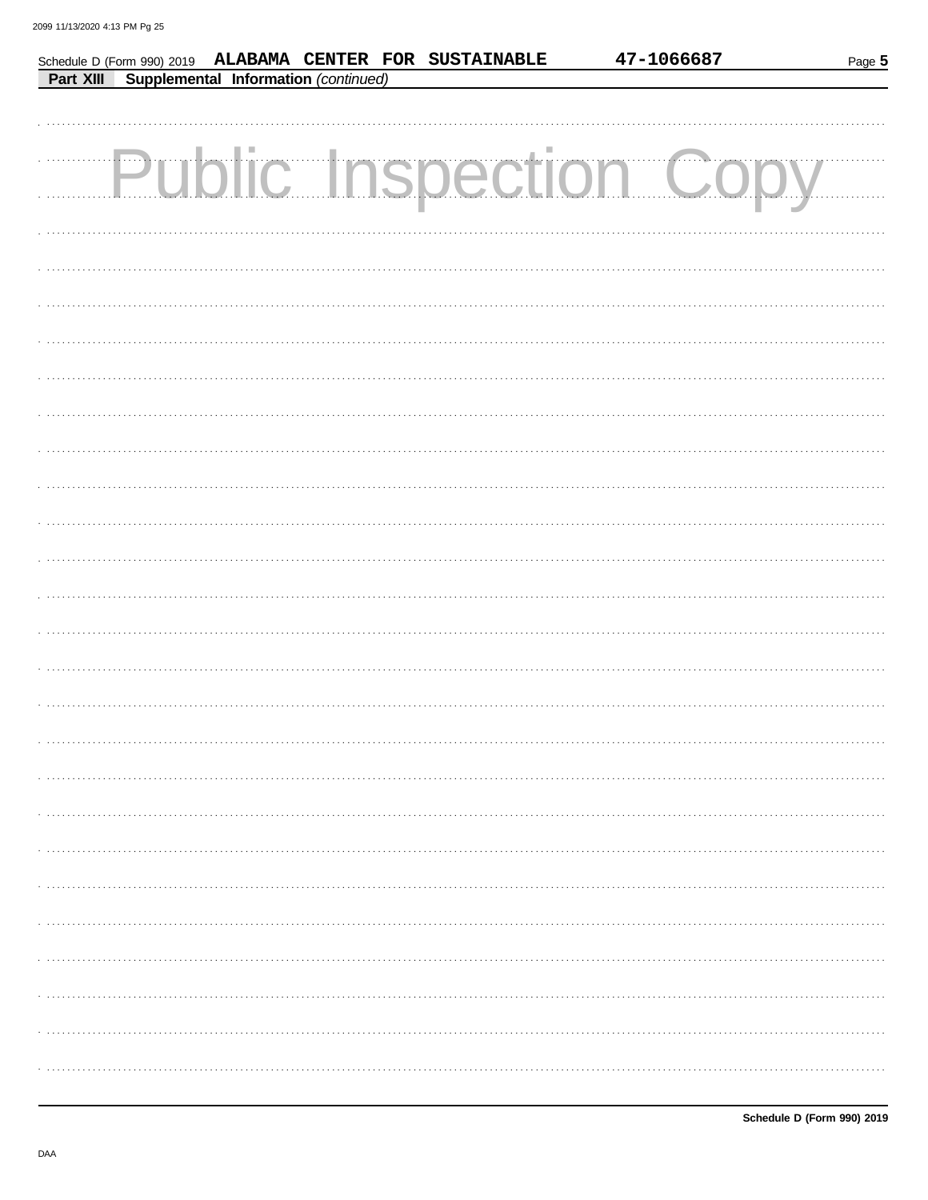Schedule D (Form 990) 2019 **ALABAMA CENTER FOR SUSTAINABLE** **47-1066687** Page **5**

**Part XIII** **Supplemental Information** *(continued)*

Public Inspection Copy

**Schedule D (Form 990) 2019**

DAA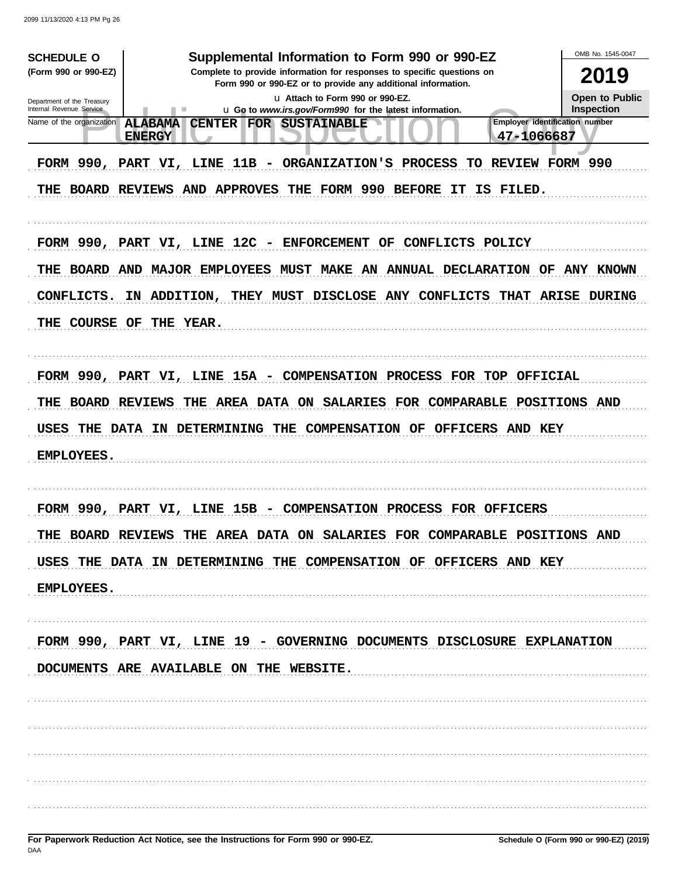**SCHEDULE O**
**(Form 990 or 990-EZ)**

Department of the Treasury
Internal Revenue Service

# Supplemental Information to Form 990 or 990-EZ

**Complete to provide information for responses to specific questions on Form 990 or 990-EZ or to provide any additional information.**

u Attach to Form 990 or 990-EZ.

u Go to *www.irs.gov/Form990* for the latest information.

OMB No. 1545-0047

**2019**

**Open to Public Inspection**

| Name of the organization | Employer identification number |
|---|---|
| ALABAMA CENTER FOR SUSTAINABLE ENERGY | 47-1066687 |

FORM 990, PART VI, LINE 11B - ORGANIZATION'S PROCESS TO REVIEW FORM 990

THE BOARD REVIEWS AND APPROVES THE FORM 990 BEFORE IT IS FILED.

FORM 990, PART VI, LINE 12C - ENFORCEMENT OF CONFLICTS POLICY

THE BOARD AND MAJOR EMPLOYEES MUST MAKE AN ANNUAL DECLARATION OF ANY KNOWN CONFLICTS. IN ADDITION, THEY MUST DISCLOSE ANY CONFLICTS THAT ARISE DURING THE COURSE OF THE YEAR.

FORM 990, PART VI, LINE 15A - COMPENSATION PROCESS FOR TOP OFFICIAL

THE BOARD REVIEWS THE AREA DATA ON SALARIES FOR COMPARABLE POSITIONS AND USES THE DATA IN DETERMINING THE COMPENSATION OF OFFICERS AND KEY EMPLOYEES.

FORM 990, PART VI, LINE 15B - COMPENSATION PROCESS FOR OFFICERS

THE BOARD REVIEWS THE AREA DATA ON SALARIES FOR COMPARABLE POSITIONS AND USES THE DATA IN DETERMINING THE COMPENSATION OF OFFICERS AND KEY EMPLOYEES.

FORM 990, PART VI, LINE 19 - GOVERNING DOCUMENTS DISCLOSURE EXPLANATION

DOCUMENTS ARE AVAILABLE ON THE WEBSITE.

**For Paperwork Reduction Act Notice, see the Instructions for Form 990 or 990-EZ.**

DAA

**Schedule O (Form 990 or 990-EZ) (2019)**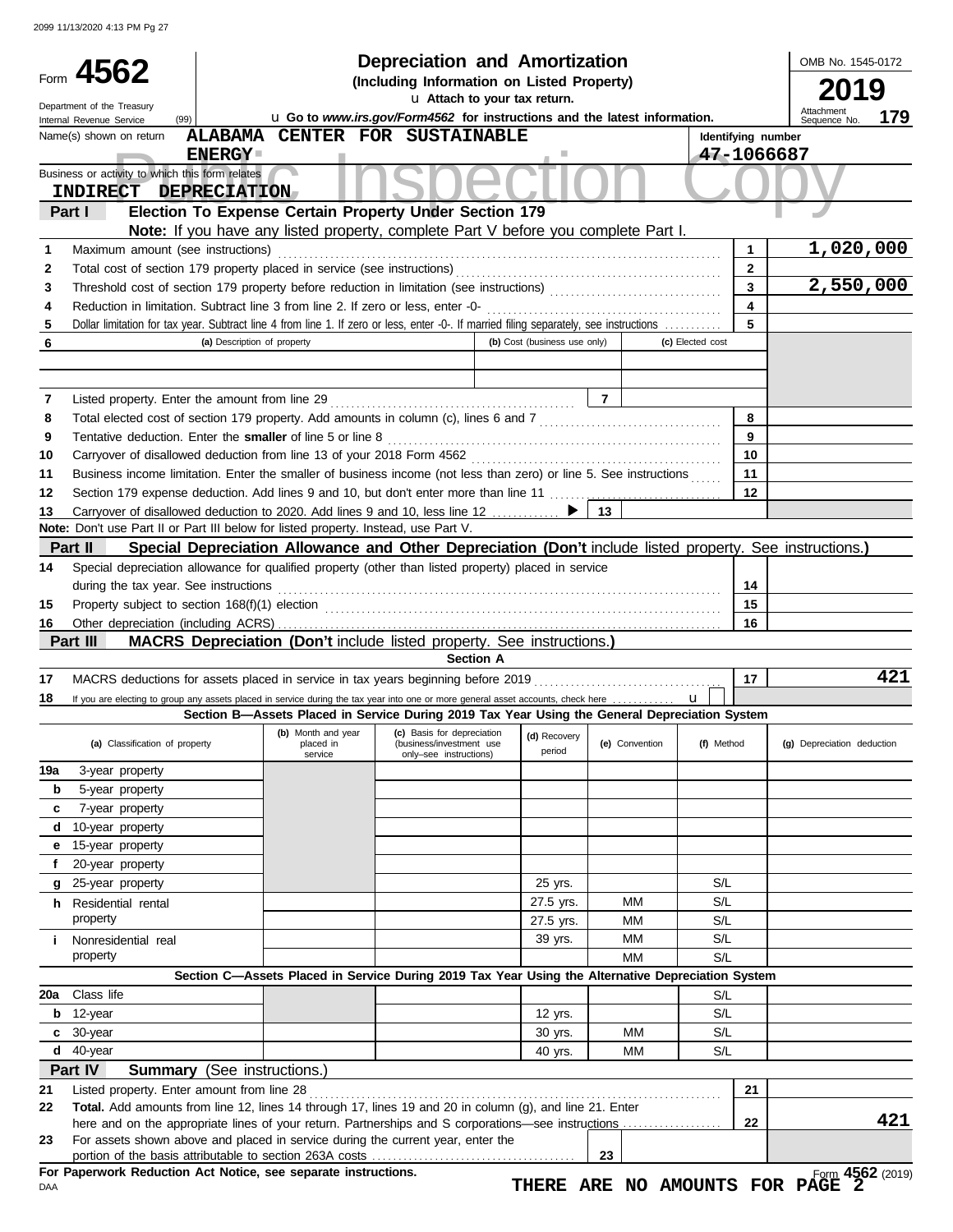Form **4562**

Department of the Treasury
Internal Revenue Service (99)

# Depreciation and Amortization

**(Including Information on Listed Property)**

u **Attach to your tax return.**

u **Go to www.irs.gov/Form4562 for instructions and the latest information.**

OMB No. 1545-0172

**2019**

Attachment Sequence No. **179**

Name(s) shown on return: **ALABAMA CENTER FOR SUSTAINABLE ENERGY**

Identifying number: **47-1066687**

Business or activity to which this form relates: **INDIRECT DEPRECIATION**

Public Inspection Copy

## Part I Election To Expense Certain Property Under Section 179

**Note:** If you have any listed property, complete Part V before you complete Part I.

| | | | |
|---|---|---|---|
| 1 | Maximum amount (see instructions) | 1 | 1,020,000 |
| 2 | Total cost of section 179 property placed in service (see instructions) | 2 | |
| 3 | Threshold cost of section 179 property before reduction in limitation (see instructions) | 3 | 2,550,000 |
| 4 | Reduction in limitation. Subtract line 3 from line 2. If zero or less, enter -0- | 4 | |
| 5 | Dollar limitation for tax year. Subtract line 4 from line 1. If zero or less, enter -0-. If married filing separately, see instructions | 5 | |

| 6 | (a) Description of property | (b) Cost (business use only) | (c) Elected cost |
|---|---|---|---|
| | | | |
| | | | |

| | | | |
|---|---|---|---|
| 7 | Listed property. Enter the amount from line 29 | 7 | |
| 8 | Total elected cost of section 179 property. Add amounts in column (c), lines 6 and 7 | 8 | |
| 9 | Tentative deduction. Enter the **smaller** of line 5 or line 8 | 9 | |
| 10 | Carryover of disallowed deduction from line 13 of your 2018 Form 4562 | 10 | |
| 11 | Business income limitation. Enter the smaller of business income (not less than zero) or line 5. See instructions | 11 | |
| 12 | Section 179 expense deduction. Add lines 9 and 10, but don't enter more than line 11 | 12 | |
| 13 | Carryover of disallowed deduction to 2020. Add lines 9 and 10, less line 12 ▶ | 13 | |

**Note:** Don't use Part II or Part III below for listed property. Instead, use Part V.

## Part II Special Depreciation Allowance and Other Depreciation (Don't include listed property. See instructions.)

| | | | |
|---|---|---|---|
| 14 | Special depreciation allowance for qualified property (other than listed property) placed in service during the tax year. See instructions | 14 | |
| 15 | Property subject to section 168(f)(1) election | 15 | |
| 16 | Other depreciation (including ACRS) | 16 | |

## Part III MACRS Depreciation (Don't include listed property. See instructions.)

### Section A

| | | | |
|---|---|---|---|
| 17 | MACRS deductions for assets placed in service in tax years beginning before 2019 | 17 | 421 |
| 18 | If you are electing to group any assets placed in service during the tax year into one or more general asset accounts, check here u | | |

### Section B—Assets Placed in Service During 2019 Tax Year Using the General Depreciation System

| (a) Classification of property | (b) Month and year placed in service | (c) Basis for depreciation (business/investment use only–see instructions) | (d) Recovery period | (e) Convention | (f) Method | (g) Depreciation deduction |
|---|---|---|---|---|---|---|
| 19a 3-year property | | | | | | |
| b 5-year property | | | | | | |
| c 7-year property | | | | | | |
| d 10-year property | | | | | | |
| e 15-year property | | | | | | |
| f 20-year property | | | | | | |
| g 25-year property | | | 25 yrs. | | S/L | |
| h Residential rental property | | | 27.5 yrs. | MM | S/L | |
| | | | 27.5 yrs. | MM | S/L | |
| i Nonresidential real property | | | 39 yrs. | MM | S/L | |
| | | | | MM | S/L | |

### Section C—Assets Placed in Service During 2019 Tax Year Using the Alternative Depreciation System

| (a) Classification of property | (b) Month and year placed in service | (c) Basis for depreciation | (d) Recovery period | (e) Convention | (f) Method | (g) Depreciation deduction |
|---|---|---|---|---|---|---|
| 20a Class life | | | | | S/L | |
| b 12-year | | | 12 yrs. | | S/L | |
| c 30-year | | | 30 yrs. | MM | S/L | |
| d 40-year | | | 40 yrs. | MM | S/L | |

## Part IV Summary (See instructions.)

| | | | |
|---|---|---|---|
| 21 | Listed property. Enter amount from line 28 | 21 | |
| 22 | **Total.** Add amounts from line 12, lines 14 through 17, lines 19 and 20 in column (g), and line 21. Enter here and on the appropriate lines of your return. Partnerships and S corporations—see instructions | 22 | 421 |
| 23 | For assets shown above and placed in service during the current year, enter the portion of the basis attributable to section 263A costs | 23 | |

**For Paperwork Reduction Act Notice, see separate instructions.**

DAA

**THERE ARE NO AMOUNTS FOR PAGE 2**

Form **4562** (2019)